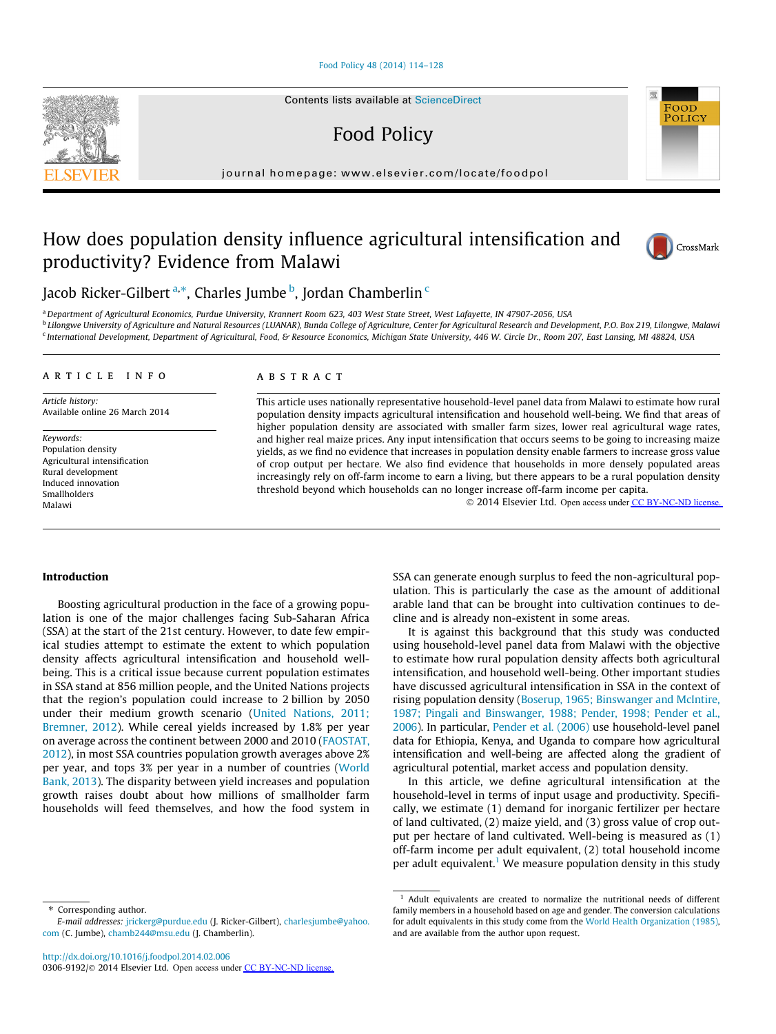# How does population density influence agricultural intensification and productivity? Evidence from Malawi

Jacob Ricker-Gilbert [a,*], Charles Jumbe [b], Jordan Chamberlin [c]

[a] Department of Agricultural Economics, Purdue University, Krannert Room 623, 403 West State Street, West Lafayette, IN 47907-2056, USA
[b] Lilongwe University of Agriculture and Natural Resources (LUANAR), Bunda College of Agriculture, Center for Agricultural Research and Development, P.O. Box 219, Lilongwe, Malawi
[c] International Development, Department of Agricultural, Food, & Resource Economics, Michigan State University, 446 W. Circle Dr., Room 207, East Lansing, MI 48824, USA

**ARTICLE INFO**

*Article history:*
Available online 26 March 2014

*Keywords:*
Population density
Agricultural intensification
Rural development
Induced innovation
Smallholders
Malawi

**ABSTRACT**

This article uses nationally representative household-level panel data from Malawi to estimate how rural population density impacts agricultural intensification and household well-being. We find that areas of higher population density are associated with smaller farm sizes, lower real agricultural wage rates, and higher real maize prices. Any input intensification that occurs seems to be going to increasing maize yields, as we find no evidence that increases in population density enable farmers to increase gross value of crop output per hectare. We also find evidence that households in more densely populated areas increasingly rely on off-farm income to earn a living, but there appears to be a rural population density threshold beyond which households can no longer increase off-farm income per capita.

© 2014 Elsevier Ltd. Open access under CC BY-NC-ND license.

## Introduction

Boosting agricultural production in the face of a growing population is one of the major challenges facing Sub-Saharan Africa (SSA) at the start of the 21st century. However, to date few empirical studies attempt to estimate the extent to which population density affects agricultural intensification and household well-being. This is a critical issue because current population estimates in SSA stand at 856 million people, and the United Nations projects that the region's population could increase to 2 billion by 2050 under their medium growth scenario (United Nations, 2011; Bremner, 2012). While cereal yields increased by 1.8% per year on average across the continent between 2000 and 2010 (FAOSTAT, 2012), in most SSA countries population growth averages above 2% per year, and tops 3% per year in a number of countries (World Bank, 2013). The disparity between yield increases and population growth raises doubt about how millions of smallholder farm households will feed themselves, and how the food system in SSA can generate enough surplus to feed the non-agricultural population. This is particularly the case as the amount of additional arable land that can be brought into cultivation continues to decline and is already non-existent in some areas.

It is against this background that this study was conducted using household-level panel data from Malawi with the objective to estimate how rural population density affects both agricultural intensification, and household well-being. Other important studies have discussed agricultural intensification in SSA in the context of rising population density (Boserup, 1965; Binswanger and McIntire, 1987; Pingali and Binswanger, 1988; Pender, 1998; Pender et al., 2006). In particular, Pender et al. (2006) use household-level panel data for Ethiopia, Kenya, and Uganda to compare how agricultural intensification and well-being are affected along the gradient of agricultural potential, market access and population density.

In this article, we define agricultural intensification at the household-level in terms of input usage and productivity. Specifically, we estimate (1) demand for inorganic fertilizer per hectare of land cultivated, (2) maize yield, and (3) gross value of crop output per hectare of land cultivated. Well-being is measured as (1) off-farm income per adult equivalent, (2) total household income per adult equivalent.[1] We measure population density in this study

---

\* Corresponding author.
*E-mail addresses:* jrickerg@purdue.edu (J. Ricker-Gilbert), charlesjumbe@yahoo.com (C. Jumbe), chamb244@msu.edu (J. Chamberlin).

[1] Adult equivalents are created to normalize the nutritional needs of different family members in a household based on age and gender. The conversion calculations for adult equivalents in this study come from the World Health Organization (1985), and are available from the author upon request.

http://dx.doi.org/10.1016/j.foodpol.2014.02.006
0306-9192/© 2014 Elsevier Ltd. Open access under CC BY-NC-ND license.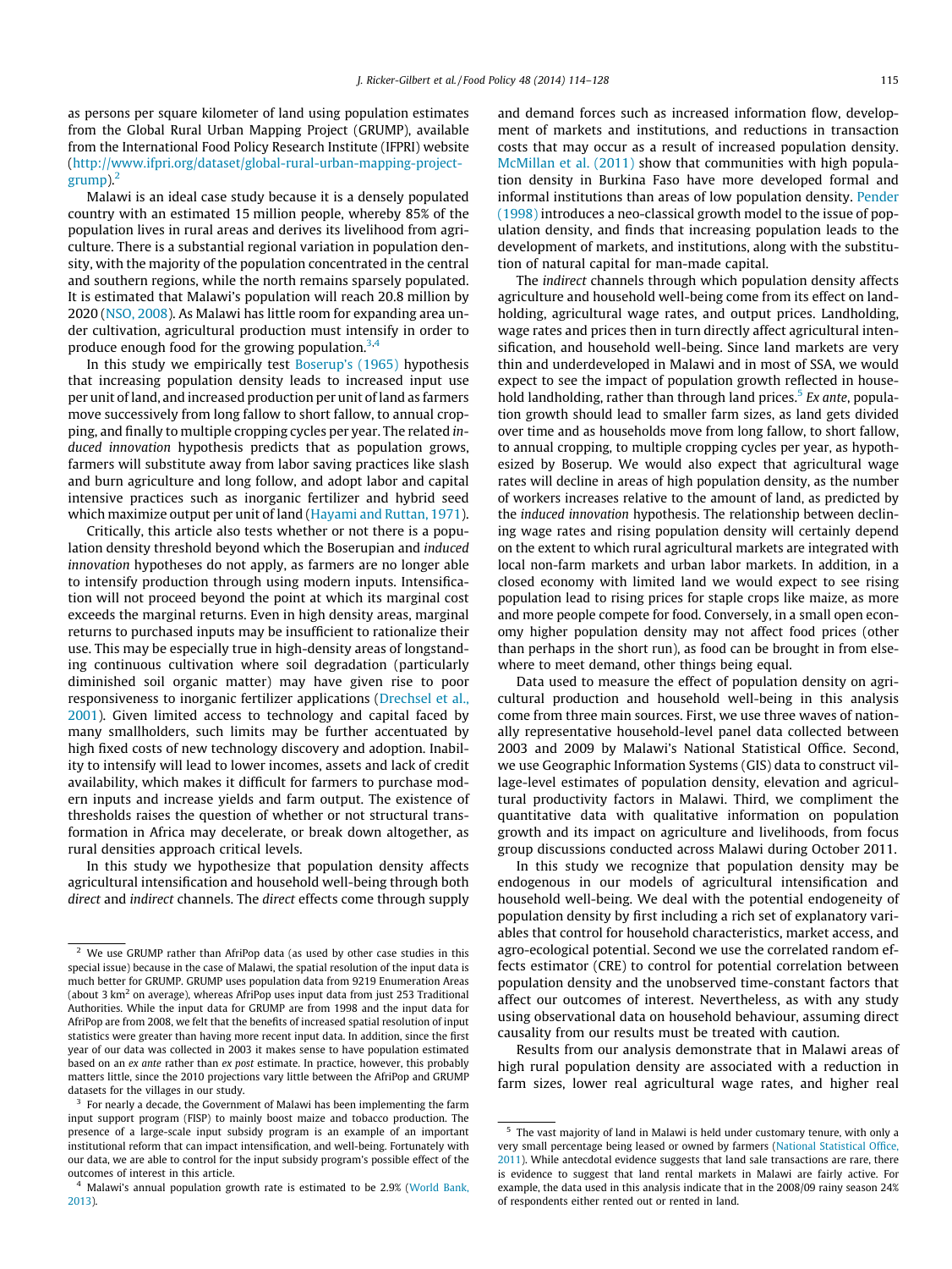as persons per square kilometer of land using population estimates from the Global Rural Urban Mapping Project (GRUMP), available from the International Food Policy Research Institute (IFPRI) website (http://www.ifpri.org/dataset/global-rural-urban-mapping-project-grump).[2]

Malawi is an ideal case study because it is a densely populated country with an estimated 15 million people, whereby 85% of the population lives in rural areas and derives its livelihood from agriculture. There is a substantial regional variation in population density, with the majority of the population concentrated in the central and southern regions, while the north remains sparsely populated. It is estimated that Malawi's population will reach 20.8 million by 2020 (NSO, 2008). As Malawi has little room for expanding area under cultivation, agricultural production must intensify in order to produce enough food for the growing population.[3,4]

In this study we empirically test Boserup's (1965) hypothesis that increasing population density leads to increased input use per unit of land, and increased production per unit of land as farmers move successively from long fallow to short fallow, to annual cropping, and finally to multiple cropping cycles per year. The related *induced innovation* hypothesis predicts that as population grows, farmers will substitute away from labor saving practices like slash and burn agriculture and long follow, and adopt labor and capital intensive practices such as inorganic fertilizer and hybrid seed which maximize output per unit of land (Hayami and Ruttan, 1971).

Critically, this article also tests whether or not there is a population density threshold beyond which the Boserupian and *induced innovation* hypotheses do not apply, as farmers are no longer able to intensify production through using modern inputs. Intensification will not proceed beyond the point at which its marginal cost exceeds the marginal returns. Even in high density areas, marginal returns to purchased inputs may be insufficient to rationalize their use. This may be especially true in high-density areas of longstanding continuous cultivation where soil degradation (particularly diminished soil organic matter) may have given rise to poor responsiveness to inorganic fertilizer applications (Drechsel et al., 2001). Given limited access to technology and capital faced by many smallholders, such limits may be further accentuated by high fixed costs of new technology discovery and adoption. Inability to intensify will lead to lower incomes, assets and lack of credit availability, which makes it difficult for farmers to purchase modern inputs and increase yields and farm output. The existence of thresholds raises the question of whether or not structural transformation in Africa may decelerate, or break down altogether, as rural densities approach critical levels.

In this study we hypothesize that population density affects agricultural intensification and household well-being through both *direct* and *indirect* channels. The *direct* effects come through supply and demand forces such as increased information flow, development of markets and institutions, and reductions in transaction costs that may occur as a result of increased population density. McMillan et al. (2011) show that communities with high population density in Burkina Faso have more developed formal and informal institutions than areas of low population density. Pender (1998) introduces a neo-classical growth model to the issue of population density, and finds that increasing population leads to the development of markets, and institutions, along with the substitution of natural capital for man-made capital.

The *indirect* channels through which population density affects agriculture and household well-being come from its effect on landholding, agricultural wage rates, and output prices. Landholding, wage rates and prices then in turn directly affect agricultural intensification, and household well-being. Since land markets are very thin and underdeveloped in Malawi and in most of SSA, we would expect to see the impact of population growth reflected in household landholding, rather than through land prices.[5] *Ex ante*, population growth should lead to smaller farm sizes, as land gets divided over time and as households move from long fallow, to short fallow, to annual cropping, to multiple cropping cycles per year, as hypothesized by Boserup. We would also expect that agricultural wage rates will decline in areas of high population density, as the number of workers increases relative to the amount of land, as predicted by the *induced innovation* hypothesis. The relationship between declining wage rates and rising population density will certainly depend on the extent to which rural agricultural markets are integrated with local non-farm markets and urban labor markets. In addition, in a closed economy with limited land we would expect to see rising population lead to rising prices for staple crops like maize, as more and more people compete for food. Conversely, in a small open economy higher population density may not affect food prices (other than perhaps in the short run), as food can be brought in from elsewhere to meet demand, other things being equal.

Data used to measure the effect of population density on agricultural production and household well-being in this analysis come from three main sources. First, we use three waves of nationally representative household-level panel data collected between 2003 and 2009 by Malawi's National Statistical Office. Second, we use Geographic Information Systems (GIS) data to construct village-level estimates of population density, elevation and agricultural productivity factors in Malawi. Third, we compliment the quantitative data with qualitative information on population growth and its impact on agriculture and livelihoods, from focus group discussions conducted across Malawi during October 2011.

In this study we recognize that population density may be endogenous in our models of agricultural intensification and household well-being. We deal with the potential endogeneity of population density by first including a rich set of explanatory variables that control for household characteristics, market access, and agro-ecological potential. Second we use the correlated random effects estimator (CRE) to control for potential correlation between population density and the unobserved time-constant factors that affect our outcomes of interest. Nevertheless, as with any study using observational data on household behaviour, assuming direct causality from our results must be treated with caution.

Results from our analysis demonstrate that in Malawi areas of high rural population density are associated with a reduction in farm sizes, lower real agricultural wage rates, and higher real

---

[2] We use GRUMP rather than AfriPop data (as used by other case studies in this special issue) because in the case of Malawi, the spatial resolution of the input data is much better for GRUMP. GRUMP uses population data from 9219 Enumeration Areas (about 3 km$^2$ on average), whereas AfriPop uses input data from just 253 Traditional Authorities. While the input data for GRUMP are from 1998 and the input data for AfriPop are from 2008, we felt that the benefits of increased spatial resolution of input statistics were greater than having more recent input data. In addition, since the first year of our data was collected in 2003 it makes sense to have population estimated based on an *ex ante* rather than *ex post* estimate. In practice, however, this probably matters little, since the 2010 projections vary little between the AfriPop and GRUMP datasets for the villages in our study.

[3] For nearly a decade, the Government of Malawi has been implementing the farm input support program (FISP) to mainly boost maize and tobacco production. The presence of a large-scale input subsidy program is an example of an important institutional reform that can impact intensification, and well-being. Fortunately with our data, we are able to control for the input subsidy program's possible effect of the outcomes of interest in this article.

[4] Malawi's annual population growth rate is estimated to be 2.9% (World Bank, 2013).

[5] The vast majority of land in Malawi is held under customary tenure, with only a very small percentage being leased or owned by farmers (National Statistical Office, 2011). While antecdotal evidence suggests that land sale transactions are rare, there is evidence to suggest that land rental markets in Malawi are fairly active. For example, the data used in this analysis indicate that in the 2008/09 rainy season 24% of respondents either rented out or rented in land.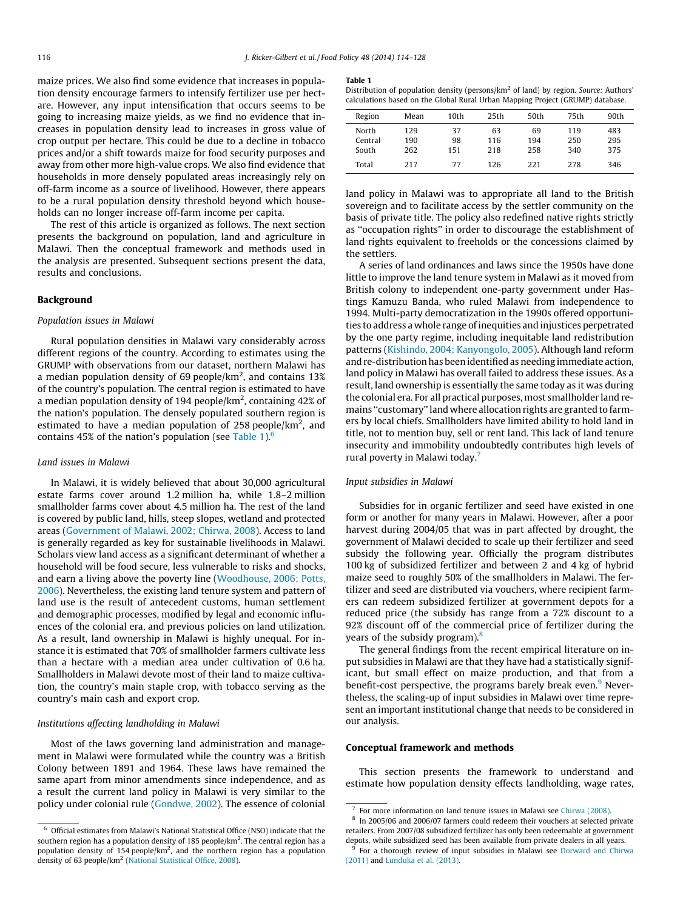maize prices. We also find some evidence that increases in population density encourage farmers to intensify fertilizer use per hectare. However, any input intensification that occurs seems to be going to increasing maize yields, as we find no evidence that increases in population density lead to increases in gross value of crop output per hectare. This could be due to a decline in tobacco prices and/or a shift towards maize for food security purposes and away from other more high-value crops. We also find evidence that households in more densely populated areas increasingly rely on off-farm income as a source of livelihood. However, there appears to be a rural population density threshold beyond which households can no longer increase off-farm income per capita.

The rest of this article is organized as follows. The next section presents the background on population, land and agriculture in Malawi. Then the conceptual framework and methods used in the analysis are presented. Subsequent sections present the data, results and conclusions.

## Background

### *Population issues in Malawi*

Rural population densities in Malawi vary considerably across different regions of the country. According to estimates using the GRUMP with observations from our dataset, northern Malawi has a median population density of 69 people/km$^2$, and contains 13% of the country's population. The central region is estimated to have a median population density of 194 people/km$^2$, containing 42% of the nation's population. The densely populated southern region is estimated to have a median population of 258 people/km$^2$, and contains 45% of the nation's population (see Table 1).[6]

### *Land issues in Malawi*

In Malawi, it is widely believed that about 30,000 agricultural estate farms cover around 1.2 million ha, while 1.8–2 million smallholder farms cover about 4.5 million ha. The rest of the land is covered by public land, hills, steep slopes, wetland and protected areas (Government of Malawi, 2002; Chirwa, 2008). Access to land is generally regarded as key for sustainable livelihoods in Malawi. Scholars view land access as a significant determinant of whether a household will be food secure, less vulnerable to risks and shocks, and earn a living above the poverty line (Woodhouse, 2006; Potts, 2006). Nevertheless, the existing land tenure system and pattern of land use is the result of antecedent customs, human settlement and demographic processes, modified by legal and economic influences of the colonial era, and previous policies on land utilization. As a result, land ownership in Malawi is highly unequal. For instance it is estimated that 70% of smallholder farmers cultivate less than a hectare with a median area under cultivation of 0.6 ha. Smallholders in Malawi devote most of their land to maize cultivation, the country's main staple crop, with tobacco serving as the country's main cash and export crop.

### *Institutions affecting landholding in Malawi*

Most of the laws governing land administration and management in Malawi were formulated while the country was a British Colony between 1891 and 1964. These laws have remained the same apart from minor amendments since independence, and as a result the current land policy in Malawi is very similar to the policy under colonial rule (Gondwe, 2002). The essence of colonial land policy in Malawi was to appropriate all land to the British sovereign and to facilitate access by the settler community on the basis of private title. The policy also redefined native rights strictly as "occupation rights" in order to discourage the establishment of land rights equivalent to freeholds or the concessions claimed by the settlers.

**Table 1**
Distribution of population density (persons/km$^2$ of land) by region. *Source:* Authors' calculations based on the Global Rural Urban Mapping Project (GRUMP) database.

| Region | Mean | 10th | 25th | 50th | 75th | 90th |
|---|---|---|---|---|---|---|
| North | 129 | 37 | 63 | 69 | 119 | 483 |
| Central | 190 | 98 | 116 | 194 | 250 | 295 |
| South | 262 | 151 | 218 | 258 | 340 | 375 |
| Total | 217 | 77 | 126 | 221 | 278 | 346 |

A series of land ordinances and laws since the 1950s have done little to improve the land tenure system in Malawi as it moved from British colony to independent one-party government under Hastings Kamuzu Banda, who ruled Malawi from independence to 1994. Multi-party democratization in the 1990s offered opportunities to address a whole range of inequities and injustices perpetrated by the one party regime, including inequitable land redistribution patterns (Kishindo, 2004; Kanyongolo, 2005). Although land reform and re-distribution has been identified as needing immediate action, land policy in Malawi has overall failed to address these issues. As a result, land ownership is essentially the same today as it was during the colonial era. For all practical purposes, most smallholder land remains "customary" land where allocation rights are granted to farmers by local chiefs. Smallholders have limited ability to hold land in title, not to mention buy, sell or rent land. This lack of land tenure insecurity and immobility undoubtedly contributes high levels of rural poverty in Malawi today.[7]

### *Input subsidies in Malawi*

Subsidies for in organic fertilizer and seed have existed in one form or another for many years in Malawi. However, after a poor harvest during 2004/05 that was in part affected by drought, the government of Malawi decided to scale up their fertilizer and seed subsidy the following year. Officially the program distributes 100 kg of subsidized fertilizer and between 2 and 4 kg of hybrid maize seed to roughly 50% of the smallholders in Malawi. The fertilizer and seed are distributed via vouchers, where recipient farmers can redeem subsidized fertilizer at government depots for a reduced price (the subsidy has range from a 72% discount to a 92% discount off of the commercial price of fertilizer during the years of the subsidy program).[8]

The general findings from the recent empirical literature on input subsidies in Malawi are that they have had a statistically significant, but small effect on maize production, and that from a benefit-cost perspective, the programs barely break even.[9] Nevertheless, the scaling-up of input subsidies in Malawi over time represent an important institutional change that needs to be considered in our analysis.

## Conceptual framework and methods

This section presents the framework to understand and estimate how population density effects landholding, wage rates,

---

[6] Official estimates from Malawi's National Statistical Office (NSO) indicate that the southern region has a population density of 185 people/km$^2$. The central region has a population density of 154 people/km$^2$, and the northern region has a population density of 63 people/km$^2$ (National Statistical Office, 2008).

[7] For more information on land tenure issues in Malawi see Chirwa (2008).

[8] In 2005/06 and 2006/07 farmers could redeem their vouchers at selected private retailers. From 2007/08 subsidized fertilizer has only been redeemable at government depots, while subsidized seed has been available from private dealers in all years.

[9] For a thorough review of input subsidies in Malawi see Dorward and Chirwa (2011) and Lunduka et al. (2013).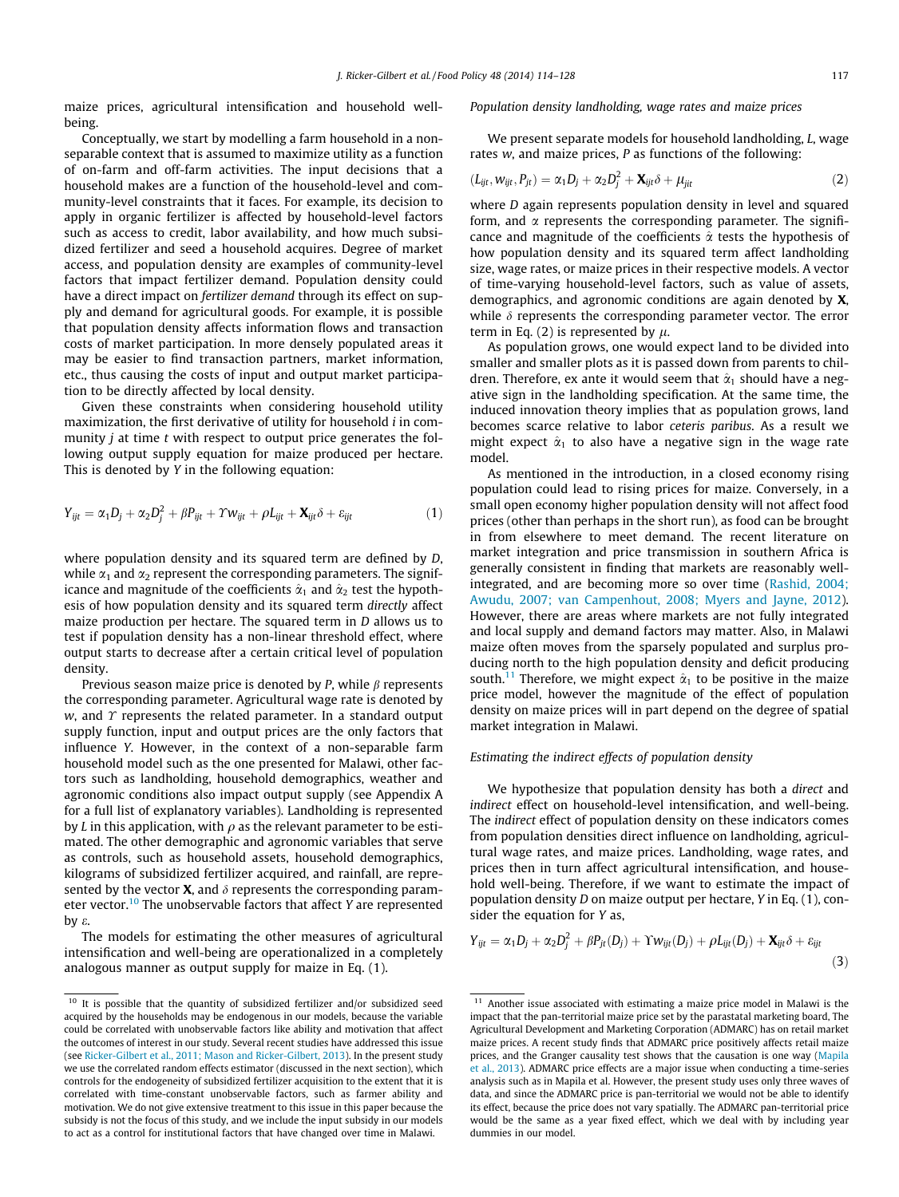maize prices, agricultural intensification and household well-being.

Conceptually, we start by modelling a farm household in a non-separable context that is assumed to maximize utility as a function of on-farm and off-farm activities. The input decisions that a household makes are a function of the household-level and community-level constraints that it faces. For example, its decision to apply in organic fertilizer is affected by household-level factors such as access to credit, labor availability, and how much subsidized fertilizer and seed a household acquires. Degree of market access, and population density are examples of community-level factors that impact fertilizer demand. Population density could have a direct impact on *fertilizer demand* through its effect on supply and demand for agricultural goods. For example, it is possible that population density affects information flows and transaction costs of market participation. In more densely populated areas it may be easier to find transaction partners, market information, etc., thus causing the costs of input and output market participation to be directly affected by local density.

Given these constraints when considering household utility maximization, the first derivative of utility for household $i$ in community $j$ at time $t$ with respect to output price generates the following output supply equation for maize produced per hectare. This is denoted by $Y$ in the following equation:

$$Y_{ijt} = \alpha_1 D_j + \alpha_2 D_j^2 + \beta P_{ijt} + \Upsilon w_{ijt} + \rho L_{ijt} + \mathbf{X}_{ijt}\delta + \varepsilon_{ijt} \tag{1}$$

where population density and its squared term are defined by $D$, while $\alpha_1$ and $\alpha_2$ represent the corresponding parameters. The significance and magnitude of the coefficients $\hat{\alpha}_1$ and $\hat{\alpha}_2$ test the hypothesis of how population density and its squared term *directly* affect maize production per hectare. The squared term in $D$ allows us to test if population density has a non-linear threshold effect, where output starts to decrease after a certain critical level of population density.

Previous season maize price is denoted by $P$, while $\beta$ represents the corresponding parameter. Agricultural wage rate is denoted by $w$, and $\Upsilon$ represents the related parameter. In a standard output supply function, input and output prices are the only factors that influence $Y$. However, in the context of a non-separable farm household model such as the one presented for Malawi, other factors such as landholding, household demographics, weather and agronomic conditions also impact output supply (see Appendix A for a full list of explanatory variables). Landholding is represented by $L$ in this application, with $\rho$ as the relevant parameter to be estimated. The other demographic and agronomic variables that serve as controls, such as household assets, household demographics, kilograms of subsidized fertilizer acquired, and rainfall, are represented by the vector $\mathbf{X}$, and $\delta$ represents the corresponding parameter vector.[10] The unobservable factors that affect $Y$ are represented by $\varepsilon$.

The models for estimating the other measures of agricultural intensification and well-being are operationalized in a completely analogous manner as output supply for maize in Eq. (1).

*Population density landholding, wage rates and maize prices*

We present separate models for household landholding, $L$, wage rates $w$, and maize prices, $P$ as functions of the following:

$$(L_{ijt}, w_{ijt}, P_{jt}) = \alpha_1 D_j + \alpha_2 D_j^2 + \mathbf{X}_{ijt}\delta + \mu_{jit} \tag{2}$$

where $D$ again represents population density in level and squared form, and $\alpha$ represents the corresponding parameter. The significance and magnitude of the coefficients $\hat{\alpha}$ tests the hypothesis of how population density and its squared term affect landholding size, wage rates, or maize prices in their respective models. A vector of time-varying household-level factors, such as value of assets, demographics, and agronomic conditions are again denoted by $\mathbf{X}$, while $\delta$ represents the corresponding parameter vector. The error term in Eq. (2) is represented by $\mu$.

As population grows, one would expect land to be divided into smaller and smaller plots as it is passed down from parents to children. Therefore, ex ante it would seem that $\hat{\alpha}_1$ should have a negative sign in the landholding specification. At the same time, the induced innovation theory implies that as population grows, land becomes scarce relative to labor *ceteris paribus*. As a result we might expect $\hat{\alpha}_1$ to also have a negative sign in the wage rate model.

As mentioned in the introduction, in a closed economy rising population could lead to rising prices for maize. Conversely, in a small open economy higher population density will not affect food prices (other than perhaps in the short run), as food can be brought in from elsewhere to meet demand. The recent literature on market integration and price transmission in southern Africa is generally consistent in finding that markets are reasonably well-integrated, and are becoming more so over time (Rashid, 2004; Awudu, 2007; van Campenhout, 2008; Myers and Jayne, 2012). However, there are areas where markets are not fully integrated and local supply and demand factors may matter. Also, in Malawi maize often moves from the sparsely populated and surplus producing north to the high population density and deficit producing south.[11] Therefore, we might expect $\hat{\alpha}_1$ to be positive in the maize price model, however the magnitude of the effect of population density on maize prices will in part depend on the degree of spatial market integration in Malawi.

*Estimating the indirect effects of population density*

We hypothesize that population density has both a *direct* and *indirect* effect on household-level intensification, and well-being. The *indirect* effect of population density on these indicators comes from population densities direct influence on landholding, agricultural wage rates, and maize prices. Landholding, wage rates, and prices then in turn affect agricultural intensification, and household well-being. Therefore, if we want to estimate the impact of population density $D$ on maize output per hectare, $Y$ in Eq. (1), consider the equation for $Y$ as,

$$Y_{ijt} = \alpha_1 D_j + \alpha_2 D_j^2 + \beta P_{jt}(D_j) + \Upsilon w_{ijt}(D_j) + \rho L_{ijt}(D_j) + \mathbf{X}_{ijt}\delta + \varepsilon_{ijt} \tag{3}$$

---

[10] It is possible that the quantity of subsidized fertilizer and/or subsidized seed acquired by the households may be endogenous in our models, because the variable could be correlated with unobservable factors like ability and motivation that affect the outcomes of interest in our study. Several recent studies have addressed this issue (see Ricker-Gilbert et al., 2011; Mason and Ricker-Gilbert, 2013). In the present study we use the correlated random effects estimator (discussed in the next section), which controls for the endogeneity of subsidized fertilizer acquisition to the extent that it is correlated with time-constant unobservable factors, such as farmer ability and motivation. We do not give extensive treatment to this issue in this paper because the subsidy is not the focus of this study, and we include the input subsidy in our models to act as a control for institutional factors that have changed over time in Malawi.

[11] Another issue associated with estimating a maize price model in Malawi is the impact that the pan-territorial maize price set by the parastatal marketing board, The Agricultural Development and Marketing Corporation (ADMARC) has on retail market maize prices. A recent study finds that ADMARC price positively affects retail maize prices, and the Granger causality test shows that the causation is one way (Mapila et al., 2013). ADMARC price effects are a major issue when conducting a time-series analysis such as in Mapila et al. However, the present study uses only three waves of data, and since the ADMARC price is pan-territorial we would not be able to identify its effect, because the price does not vary spatially. The ADMARC pan-territorial price would be the same as a year fixed effect, which we deal with by including year dummies in our model.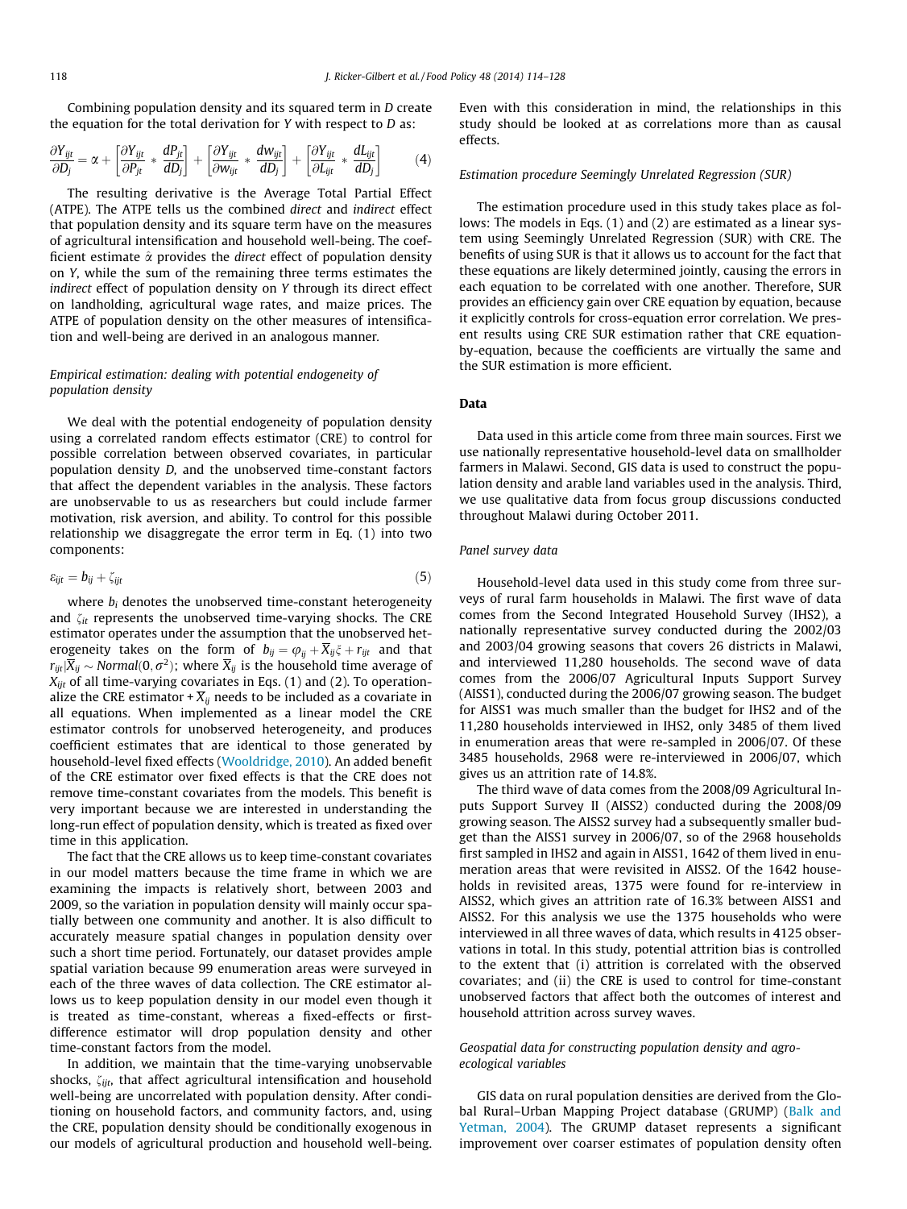Combining population density and its squared term in $D$ create the equation for the total derivation for $Y$ with respect to $D$ as:

$$\frac{\partial Y_{ijt}}{\partial D_j} = \alpha + \left[\frac{\partial Y_{ijt}}{\partial P_{jt}} * \frac{dP_{jt}}{dD_j}\right] + \left[\frac{\partial Y_{ijt}}{\partial w_{ijt}} * \frac{dw_{ijt}}{dD_j}\right] + \left[\frac{\partial Y_{ijt}}{\partial L_{ijt}} * \frac{dL_{ijt}}{dD_j}\right] \quad (4)$$

The resulting derivative is the Average Total Partial Effect (ATPE). The ATPE tells us the combined *direct* and *indirect* effect that population density and its square term have on the measures of agricultural intensification and household well-being. The coefficient estimate $\hat{\alpha}$ provides the *direct* effect of population density on $Y$, while the sum of the remaining three terms estimates the *indirect* effect of population density on $Y$ through its direct effect on landholding, agricultural wage rates, and maize prices. The ATPE of population density on the other measures of intensification and well-being are derived in an analogous manner.

### *Empirical estimation: dealing with potential endogeneity of population density*

We deal with the potential endogeneity of population density using a correlated random effects estimator (CRE) to control for possible correlation between observed covariates, in particular population density $D$, and the unobserved time-constant factors that affect the dependent variables in the analysis. These factors are unobservable to us as researchers but could include farmer motivation, risk aversion, and ability. To control for this possible relationship we disaggregate the error term in Eq. (1) into two components:

$$\varepsilon_{ijt} = b_{ij} + \zeta_{ijt} \quad (5)$$

where $b_i$ denotes the unobserved time-constant heterogeneity and $\zeta_{it}$ represents the unobserved time-varying shocks. The CRE estimator operates under the assumption that the unobserved heterogeneity takes on the form of $b_{ij} = \varphi_{ij} + \overline{X}_{ij}\xi + r_{ijt}$ and that $r_{ijt}|\overline{X}_{ij} \sim Normal(0, \sigma^2)$; where $\overline{X}_{ij}$ is the household time average of $X_{ijt}$ of all time-varying covariates in Eqs. (1) and (2). To operationalize the CRE estimator $\overline{X}_{ij}$ needs to be included as a covariate in all equations. When implemented as a linear model the CRE estimator controls for unobserved heterogeneity, and produces coefficient estimates that are identical to those generated by household-level fixed effects (Wooldridge, 2010). An added benefit of the CRE estimator over fixed effects is that the CRE does not remove time-constant covariates from the models. This benefit is very important because we are interested in understanding the long-run effect of population density, which is treated as fixed over time in this application.

The fact that the CRE allows us to keep time-constant covariates in our model matters because the time frame in which we are examining the impacts is relatively short, between 2003 and 2009, so the variation in population density will mainly occur spatially between one community and another. It is also difficult to accurately measure spatial changes in population density over such a short time period. Fortunately, our dataset provides ample spatial variation because 99 enumeration areas were surveyed in each of the three waves of data collection. The CRE estimator allows us to keep population density in our model even though it is treated as time-constant, whereas a fixed-effects or first-difference estimator will drop population density and other time-constant factors from the model.

In addition, we maintain that the time-varying unobservable shocks, $\zeta_{ijt}$, that affect agricultural intensification and household well-being are uncorrelated with population density. After conditioning on household factors, and community factors, and, using the CRE, population density should be conditionally exogenous in our models of agricultural production and household well-being. Even with this consideration in mind, the relationships in this study should be looked at as correlations more than as causal effects.

### *Estimation procedure Seemingly Unrelated Regression (SUR)*

The estimation procedure used in this study takes place as follows: The models in Eqs. (1) and (2) are estimated as a linear system using Seemingly Unrelated Regression (SUR) with CRE. The benefits of using SUR is that it allows us to account for the fact that these equations are likely determined jointly, causing the errors in each equation to be correlated with one another. Therefore, SUR provides an efficiency gain over CRE equation by equation, because it explicitly controls for cross-equation error correlation. We present results using CRE SUR estimation rather that CRE equation-by-equation, because the coefficients are virtually the same and the SUR estimation is more efficient.

## Data

Data used in this article come from three main sources. First we use nationally representative household-level data on smallholder farmers in Malawi. Second, GIS data is used to construct the population density and arable land variables used in the analysis. Third, we use qualitative data from focus group discussions conducted throughout Malawi during October 2011.

### *Panel survey data*

Household-level data used in this study come from three surveys of rural farm households in Malawi. The first wave of data comes from the Second Integrated Household Survey (IHS2), a nationally representative survey conducted during the 2002/03 and 2003/04 growing seasons that covers 26 districts in Malawi, and interviewed 11,280 households. The second wave of data comes from the 2006/07 Agricultural Inputs Support Survey (AISS1), conducted during the 2006/07 growing season. The budget for AISS1 was much smaller than the budget for IHS2 and of the 11,280 households interviewed in IHS2, only 3485 of them lived in enumeration areas that were re-sampled in 2006/07. Of these 3485 households, 2968 were re-interviewed in 2006/07, which gives us an attrition rate of 14.8%.

The third wave of data comes from the 2008/09 Agricultural Inputs Support Survey II (AISS2) conducted during the 2008/09 growing season. The AISS2 survey had a subsequently smaller budget than the AISS1 survey in 2006/07, so of the 2968 households first sampled in IHS2 and again in AISS1, 1642 of them lived in enumeration areas that were revisited in AISS2. Of the 1642 households in revisited areas, 1375 were found for re-interview in AISS2, which gives an attrition rate of 16.3% between AISS1 and AISS2. For this analysis we use the 1375 households who were interviewed in all three waves of data, which results in 4125 observations in total. In this study, potential attrition bias is controlled to the extent that (i) attrition is correlated with the observed covariates; and (ii) the CRE is used to control for time-constant unobserved factors that affect both the outcomes of interest and household attrition across survey waves.

### *Geospatial data for constructing population density and agro-ecological variables*

GIS data on rural population densities are derived from the Global Rural–Urban Mapping Project database (GRUMP) (Balk and Yetman, 2004). The GRUMP dataset represents a significant improvement over coarser estimates of population density often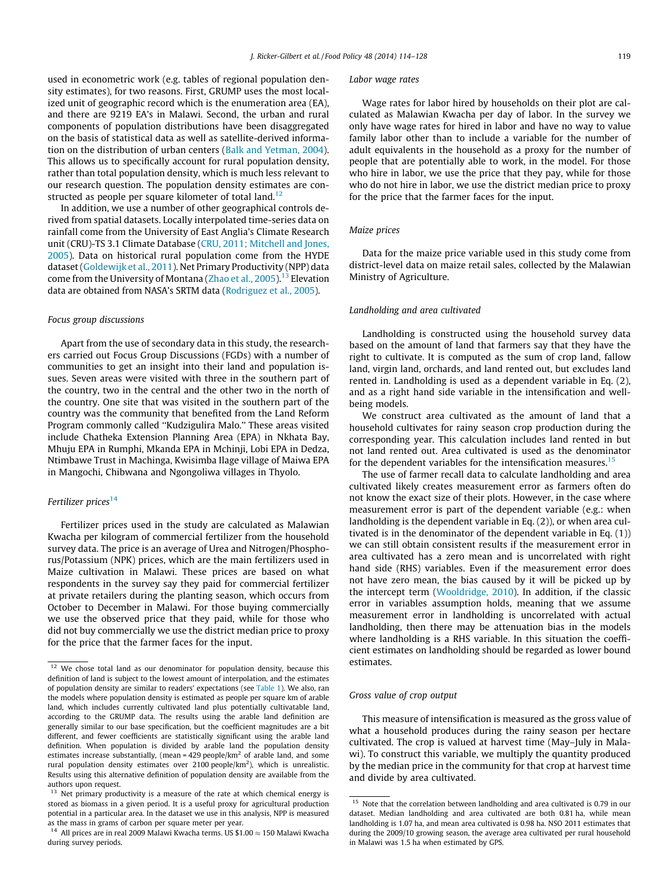used in econometric work (e.g. tables of regional population density estimates), for two reasons. First, GRUMP uses the most localized unit of geographic record which is the enumeration area (EA), and there are 9219 EA's in Malawi. Second, the urban and rural components of population distributions have been disaggregated on the basis of statistical data as well as satellite-derived information on the distribution of urban centers (Balk and Yetman, 2004). This allows us to specifically account for rural population density, rather than total population density, which is much less relevant to our research question. The population density estimates are constructed as people per square kilometer of total land.[12]

In addition, we use a number of other geographical controls derived from spatial datasets. Locally interpolated time-series data on rainfall come from the University of East Anglia's Climate Research unit (CRU)-TS 3.1 Climate Database (CRU, 2011; Mitchell and Jones, 2005). Data on historical rural population come from the HYDE dataset (Goldewijk et al., 2011). Net Primary Productivity (NPP) data come from the University of Montana (Zhao et al., 2005).[13] Elevation data are obtained from NASA's SRTM data (Rodriguez et al., 2005).

*Focus group discussions*

Apart from the use of secondary data in this study, the researchers carried out Focus Group Discussions (FGDs) with a number of communities to get an insight into their land and population issues. Seven areas were visited with three in the southern part of the country, two in the central and the other two in the north of the country. One site that was visited in the southern part of the country was the community that benefited from the Land Reform Program commonly called "Kudzigulira Malo." These areas visited include Chatheka Extension Planning Area (EPA) in Nkhata Bay, Mhuju EPA in Rumphi, Mkanda EPA in Mchinji, Lobi EPA in Dedza, Ntimbawe Trust in Machinga, Kwisimba Ilage village of Maiwa EPA in Mangochi, Chibwana and Ngongoliwa villages in Thyolo.

*Fertilizer prices*[14]

Fertilizer prices used in the study are calculated as Malawian Kwacha per kilogram of commercial fertilizer from the household survey data. The price is an average of Urea and Nitrogen/Phosphorus/Potassium (NPK) prices, which are the main fertilizers used in Maize cultivation in Malawi. These prices are based on what respondents in the survey say they paid for commercial fertilizer at private retailers during the planting season, which occurs from October to December in Malawi. For those buying commercially we use the observed price that they paid, while for those who did not buy commercially we use the district median price to proxy for the price that the farmer faces for the input.

*Labor wage rates*

Wage rates for labor hired by households on their plot are calculated as Malawian Kwacha per day of labor. In the survey we only have wage rates for hired in labor and have no way to value family labor other than to include a variable for the number of adult equivalents in the household as a proxy for the number of people that are potentially able to work, in the model. For those who hire in labor, we use the price that they pay, while for those who do not hire in labor, we use the district median price to proxy for the price that the farmer faces for the input.

*Maize prices*

Data for the maize price variable used in this study come from district-level data on maize retail sales, collected by the Malawian Ministry of Agriculture.

*Landholding and area cultivated*

Landholding is constructed using the household survey data based on the amount of land that farmers say that they have the right to cultivate. It is computed as the sum of crop land, fallow land, virgin land, orchards, and land rented out, but excludes land rented in. Landholding is used as a dependent variable in Eq. (2), and as a right hand side variable in the intensification and well-being models.

We construct area cultivated as the amount of land that a household cultivates for rainy season crop production during the corresponding year. This calculation includes land rented in but not land rented out. Area cultivated is used as the denominator for the dependent variables for the intensification measures.[15]

The use of farmer recall data to calculate landholding and area cultivated likely creates measurement error as farmers often do not know the exact size of their plots. However, in the case where measurement error is part of the dependent variable (e.g.: when landholding is the dependent variable in Eq. (2)), or when area cultivated is in the denominator of the dependent variable in Eq. (1)) we can still obtain consistent results if the measurement error in area cultivated has a zero mean and is uncorrelated with right hand side (RHS) variables. Even if the measurement error does not have zero mean, the bias caused by it will be picked up by the intercept term (Wooldridge, 2010). In addition, if the classic error in variables assumption holds, meaning that we assume measurement error in landholding is uncorrelated with actual landholding, then there may be attenuation bias in the models where landholding is a RHS variable. In this situation the coefficient estimates on landholding should be regarded as lower bound estimates.

*Gross value of crop output*

This measure of intensification is measured as the gross value of what a household produces during the rainy season per hectare cultivated. The crop is valued at harvest time (May–July in Malawi). To construct this variable, we multiply the quantity produced by the median price in the community for that crop at harvest time and divide by area cultivated.

---

[12] We chose total land as our denominator for population density, because this definition of land is subject to the lowest amount of interpolation, and the estimates of population density are similar to readers' expectations (see Table 1). We also, ran the models where population density is estimated as people per square km of arable land, which includes currently cultivated land plus potentially cultivatable land, according to the GRUMP data. The results using the arable land definition are generally similar to our base specification, but the coefficient magnitudes are a bit different, and fewer coefficients are statistically significant using the arable land definition. When population is divided by arable land the population density estimates increase substantially, (mean = 429 people/km$^2$ of arable land, and some rural population density estimates over 2100 people/km$^2$), which is unrealistic. Results using this alternative definition of population density are available from the authors upon request.

[13] Net primary productivity is a measure of the rate at which chemical energy is stored as biomass in a given period. It is a useful proxy for agricultural production potential in a particular area. In the dataset we use in this analysis, NPP is measured as the mass in grams of carbon per square meter per year.

[14] All prices are in real 2009 Malawi Kwacha terms. US \$1.00 ≈ 150 Malawi Kwacha during survey periods.

[15] Note that the correlation between landholding and area cultivated is 0.79 in our dataset. Median landholding and area cultivated are both 0.81 ha, while mean landholding is 1.07 ha, and mean area cultivated is 0.98 ha. NSO 2011 estimates that during the 2009/10 growing season, the average area cultivated per rural household in Malawi was 1.5 ha when estimated by GPS.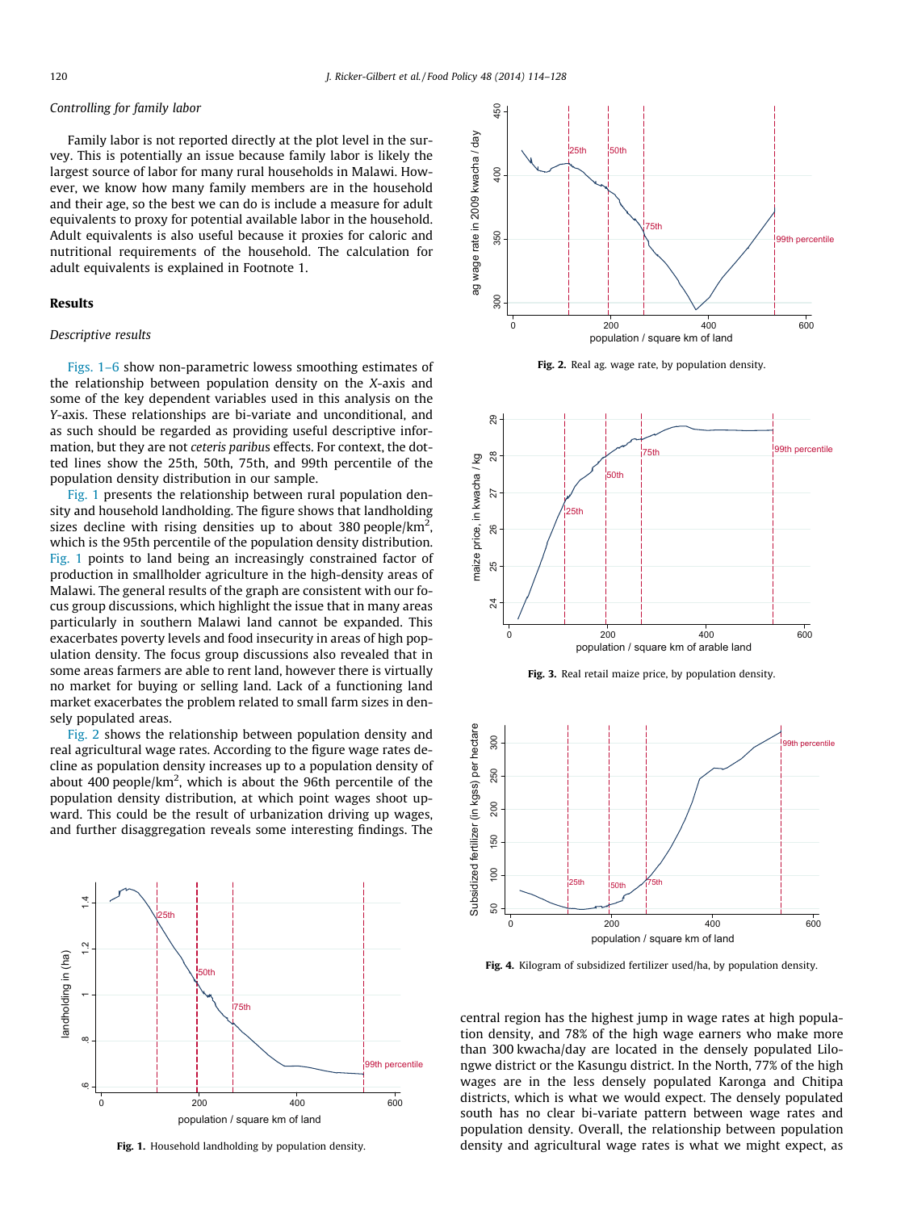*Controlling for family labor*

Family labor is not reported directly at the plot level in the survey. This is potentially an issue because family labor is likely the largest source of labor for many rural households in Malawi. However, we know how many family members are in the household and their age, so the best we can do is include a measure for adult equivalents to proxy for potential available labor in the household. Adult equivalents is also useful because it proxies for caloric and nutritional requirements of the household. The calculation for adult equivalents is explained in Footnote 1.

## Results

*Descriptive results*

Figs. 1–6 show non-parametric lowess smoothing estimates of the relationship between population density on the *X*-axis and some of the key dependent variables used in this analysis on the *Y*-axis. These relationships are bi-variate and unconditional, and as such should be regarded as providing useful descriptive information, but they are not *ceteris paribus* effects. For context, the dotted lines show the 25th, 50th, 75th, and 99th percentile of the population density distribution in our sample.

Fig. 1 presents the relationship between rural population density and household landholding. The figure shows that landholding sizes decline with rising densities up to about 380 people/km$^2$, which is the 95th percentile of the population density distribution. Fig. 1 points to land being an increasingly constrained factor of production in smallholder agriculture in the high-density areas of Malawi. The general results of the graph are consistent with our focus group discussions, which highlight the issue that in many areas particularly in southern Malawi land cannot be expanded. This exacerbates poverty levels and food insecurity in areas of high population density. The focus group discussions also revealed that in some areas farmers are able to rent land, however there is virtually no market for buying or selling land. Lack of a functioning land market exacerbates the problem related to small farm sizes in densely populated areas.

Fig. 2 shows the relationship between population density and real agricultural wage rates. According to the figure wage rates decline as population density increases up to a population density of about 400 people/km$^2$, which is about the 96th percentile of the population density distribution, at which point wages shoot upward. This could be the result of urbanization driving up wages, and further disaggregation reveals some interesting findings. The central region has the highest jump in wage rates at high population density, and 78% of the high wage earners who make more than 300 kwacha/day are located in the densely populated Lilongwe district or the Kasungu district. In the North, 77% of the high wages are in the less densely populated Karonga and Chitipa districts, which is what we would expect. The densely populated south has no clear bi-variate pattern between wage rates and population density. Overall, the relationship between population density and agricultural wage rates is what we might expect, as

**Fig. 1.** Household landholding by population density.

**Fig. 2.** Real ag. wage rate, by population density.

**Fig. 3.** Real retail maize price, by population density.

**Fig. 4.** Kilogram of subsidized fertilizer used/ha, by population density.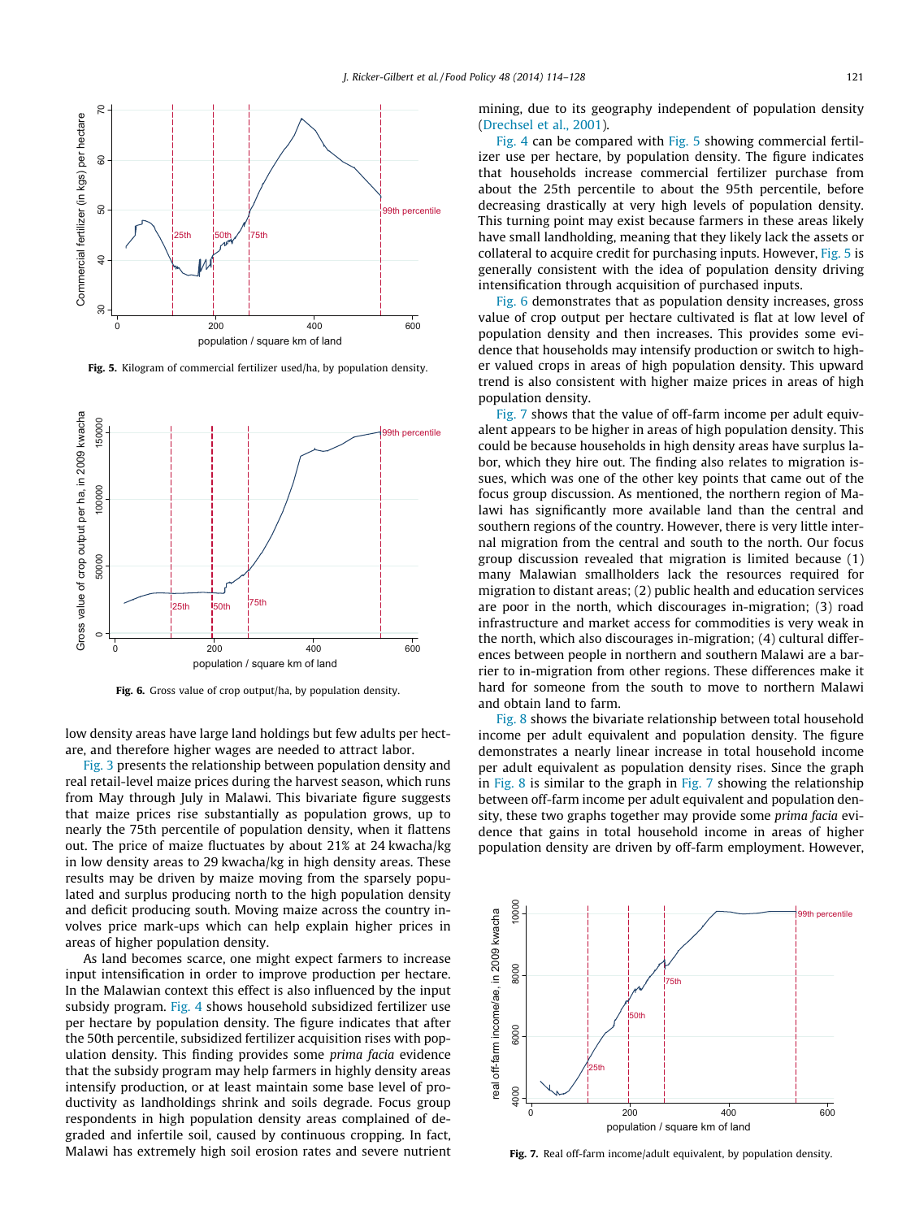Fig. 5. Kilogram of commercial fertilizer used/ha, by population density.

Fig. 6. Gross value of crop output/ha, by population density.

low density areas have large land holdings but few adults per hectare, and therefore higher wages are needed to attract labor.

Fig. 3 presents the relationship between population density and real retail-level maize prices during the harvest season, which runs from May through July in Malawi. This bivariate figure suggests that maize prices rise substantially as population grows, up to nearly the 75th percentile of population density, when it flattens out. The price of maize fluctuates by about 21% at 24 kwacha/kg in low density areas to 29 kwacha/kg in high density areas. These results may be driven by maize moving from the sparsely populated and surplus producing north to the high population density and deficit producing south. Moving maize across the country involves price mark-ups which can help explain higher prices in areas of higher population density.

As land becomes scarce, one might expect farmers to increase input intensification in order to improve production per hectare. In the Malawian context this effect is also influenced by the input subsidy program. Fig. 4 shows household subsidized fertilizer use per hectare by population density. The figure indicates that after the 50th percentile, subsidized fertilizer acquisition rises with population density. This finding provides some *prima facia* evidence that the subsidy program may help farmers in highly density areas intensify production, or at least maintain some base level of productivity as landholdings shrink and soils degrade. Focus group respondents in high population density areas complained of degraded and infertile soil, caused by continuous cropping. In fact, Malawi has extremely high soil erosion rates and severe nutrient mining, due to its geography independent of population density (Drechsel et al., 2001).

Fig. 4 can be compared with Fig. 5 showing commercial fertilizer use per hectare, by population density. The figure indicates that households increase commercial fertilizer purchase from about the 25th percentile to about the 95th percentile, before decreasing drastically at very high levels of population density. This turning point may exist because farmers in these areas likely have small landholding, meaning that they likely lack the assets or collateral to acquire credit for purchasing inputs. However, Fig. 5 is generally consistent with the idea of population density driving intensification through acquisition of purchased inputs.

Fig. 6 demonstrates that as population density increases, gross value of crop output per hectare cultivated is flat at low level of population density and then increases. This provides some evidence that households may intensify production or switch to higher valued crops in areas of high population density. This upward trend is also consistent with higher maize prices in areas of high population density.

Fig. 7 shows that the value of off-farm income per adult equivalent appears to be higher in areas of high population density. This could be because households in high density areas have surplus labor, which they hire out. The finding also relates to migration issues, which was one of the other key points that came out of the focus group discussion. As mentioned, the northern region of Malawi has significantly more available land than the central and southern regions of the country. However, there is very little internal migration from the central and south to the north. Our focus group discussion revealed that migration is limited because (1) many Malawian smallholders lack the resources required for migration to distant areas; (2) public health and education services are poor in the north, which discourages in-migration; (3) road infrastructure and market access for commodities is very weak in the north, which also discourages in-migration; (4) cultural differences between people in northern and southern Malawi are a barrier to in-migration from other regions. These differences make it hard for someone from the south to move to northern Malawi and obtain land to farm.

Fig. 8 shows the bivariate relationship between total household income per adult equivalent and population density. The figure demonstrates a nearly linear increase in total household income per adult equivalent as population density rises. Since the graph in Fig. 8 is similar to the graph in Fig. 7 showing the relationship between off-farm income per adult equivalent and population density, these two graphs together may provide some *prima facia* evidence that gains in total household income in areas of higher population density are driven by off-farm employment. However,

Fig. 7. Real off-farm income/adult equivalent, by population density.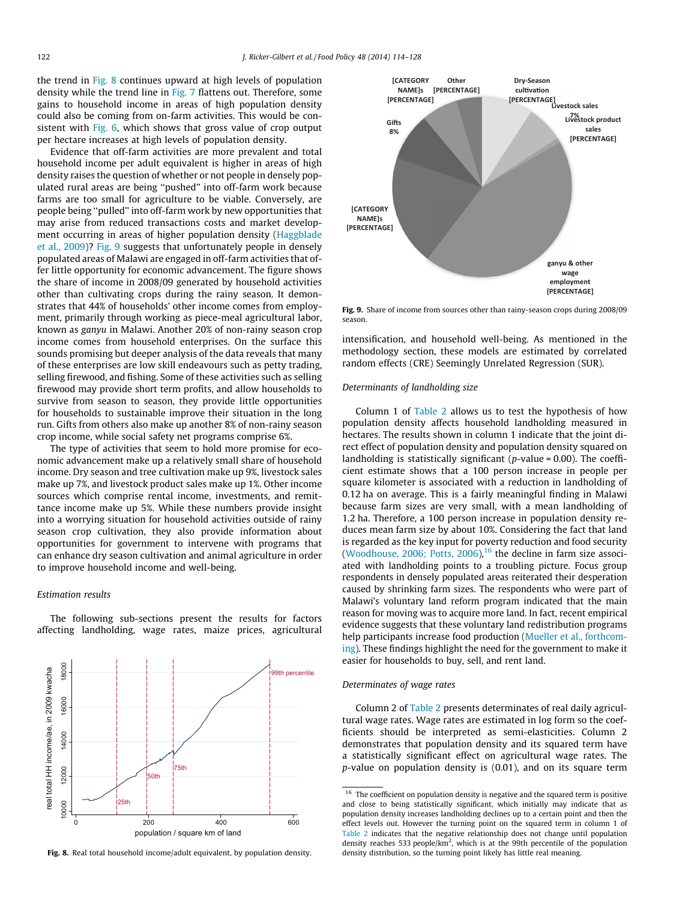the trend in Fig. 8 continues upward at high levels of population density while the trend line in Fig. 7 flattens out. Therefore, some gains to household income in areas of high population density could also be coming from on-farm activities. This would be consistent with Fig. 6, which shows that gross value of crop output per hectare increases at high levels of population density.

Evidence that off-farm activities are more prevalent and total household income per adult equivalent is higher in areas of high density raises the question of whether or not people in densely populated rural areas are being "pushed" into off-farm work because farms are too small for agriculture to be viable. Conversely, are people being "pulled" into off-farm work by new opportunities that may arise from reduced transactions costs and market development occurring in areas of higher population density (Haggblade et al., 2009)? Fig. 9 suggests that unfortunately people in densely populated areas of Malawi are engaged in off-farm activities that offer little opportunity for economic advancement. The figure shows the share of income in 2008/09 generated by household activities other than cultivating crops during the rainy season. It demonstrates that 44% of households' other income comes from employment, primarily through working as piece-meal agricultural labor, known as *ganyu* in Malawi. Another 20% of non-rainy season crop income comes from household enterprises. On the surface this sounds promising but deeper analysis of the data reveals that many of these enterprises are low skill endeavours such as petty trading, selling firewood, and fishing. Some of these activities such as selling firewood may provide short term profits, and allow households to survive from season to season, they provide little opportunities for households to sustainable improve their situation in the long run. Gifts from others also make up another 8% of non-rainy season crop income, while social safety net programs comprise 6%.

The type of activities that seem to hold more promise for economic advancement make up a relatively small share of household income. Dry season and tree cultivation make up 9%, livestock sales make up 7%, and livestock product sales make up 1%. Other income sources which comprise rental income, investments, and remittance income make up 5%. While these numbers provide insight into a worrying situation for household activities outside of rainy season crop cultivation, they also provide information about opportunities for government to intervene with programs that can enhance dry season cultivation and animal agriculture in order to improve household income and well-being.

### Estimation results

The following sub-sections present the results for factors affecting landholding, wage rates, maize prices, agricultural intensification, and household well-being. As mentioned in the methodology section, these models are estimated by correlated random effects (CRE) Seemingly Unrelated Regression (SUR).

**Fig. 8.** Real total household income/adult equivalent, by population density.

**Fig. 9.** Share of income from sources other than rainy-season crops during 2008/09 season.

### Determinants of landholding size

Column 1 of Table 2 allows us to test the hypothesis of how population density affects household landholding measured in hectares. The results shown in column 1 indicate that the joint direct effect of population density and population density squared on landholding is statistically significant ($p$-value = 0.00). The coefficient estimate shows that a 100 person increase in people per square kilometer is associated with a reduction in landholding of 0.12 ha on average. This is a fairly meaningful finding in Malawi because farm sizes are very small, with a mean landholding of 1.2 ha. Therefore, a 100 person increase in population density reduces mean farm size by about 10%. Considering the fact that land is regarded as the key input for poverty reduction and food security (Woodhouse, 2006; Potts, 2006),[16] the decline in farm size associated with landholding points to a troubling picture. Focus group respondents in densely populated areas reiterated their desperation caused by shrinking farm sizes. The respondents who were part of Malawi's voluntary land reform program indicated that the main reason for moving was to acquire more land. In fact, recent empirical evidence suggests that these voluntary land redistribution programs help participants increase food production (Mueller et al., forthcoming). These findings highlight the need for the government to make it easier for households to buy, sell, and rent land.

### Determinates of wage rates

Column 2 of Table 2 presents determinates of real daily agricultural wage rates. Wage rates are estimated in log form so the coefficients should be interpreted as semi-elasticities. Column 2 demonstrates that population density and its squared term have a statistically significant effect on agricultural wage rates. The $p$-value on population density is (0.01), and on its square term

[16] The coefficient on population density is negative and the squared term is positive and close to being statistically significant, which initially may indicate that as population density increases landholding declines up to a certain point and then the effect levels out. However the turning point on the squared term in column 1 of Table 2 indicates that the negative relationship does not change until population density reaches 533 people/km$^2$, which is at the 99th percentile of the population density distribution, so the turning point likely has little real meaning.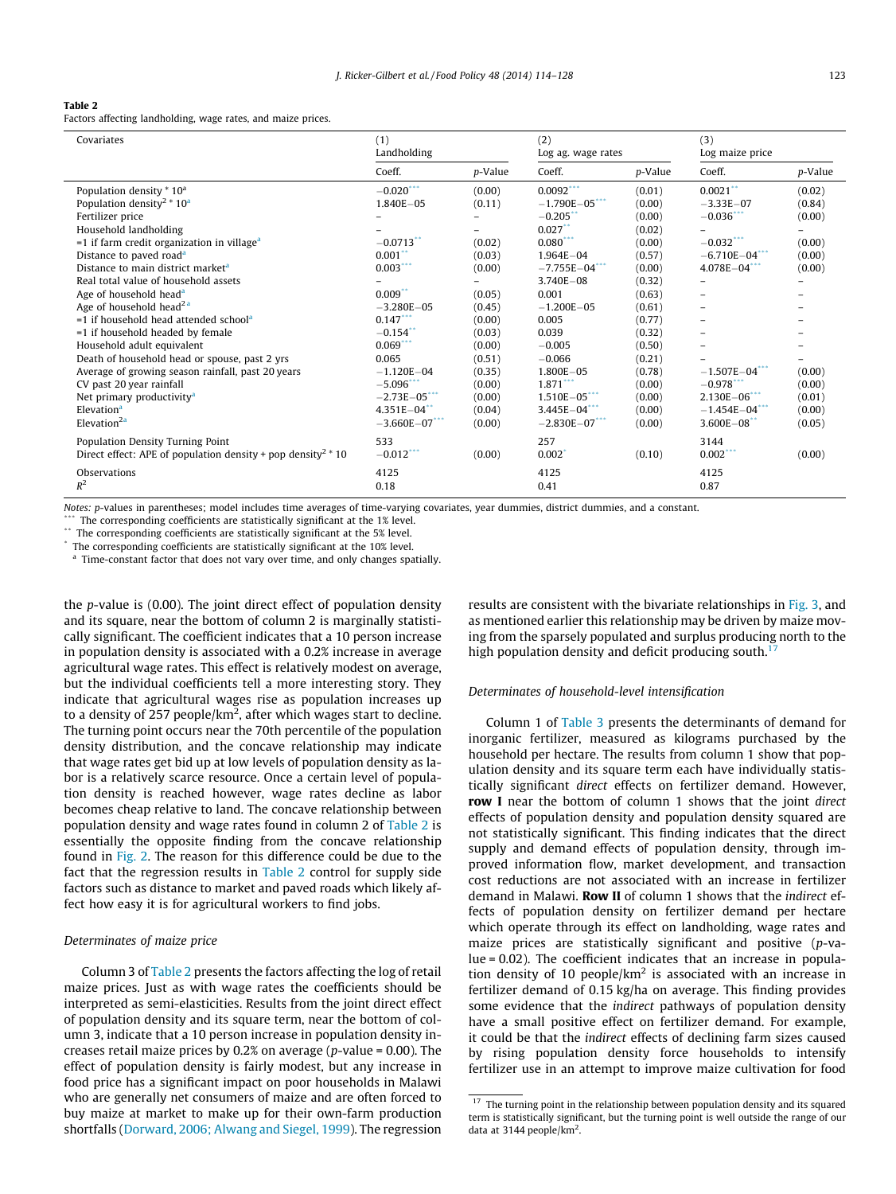**Table 2**
Factors affecting landholding, wage rates, and maize prices.

| Covariates | (1) Landholding | | (2) Log ag. wage rates | | (3) Log maize price | |
|---|---|---|---|---|---|---|
| | Coeff. | *p*-Value | Coeff. | *p*-Value | Coeff. | *p*-Value |
| Population density * 10[a] | −0.020*** | (0.00) | 0.0092*** | (0.01) | 0.0021** | (0.02) |
| Population density$^2$ * 10[a] | 1.840E−05 | (0.11) | −1.790E−05*** | (0.00) | −3.33E−07 | (0.84) |
| Fertilizer price | – | – | −0.205** | (0.00) | −0.036*** | (0.00) |
| Household landholding | – | – | 0.027** | (0.02) | – | – |
| =1 if farm credit organization in village[a] | −0.0713** | (0.02) | 0.080*** | (0.00) | −0.032*** | (0.00) |
| Distance to paved road[a] | 0.001** | (0.03) | 1.964E−04 | (0.57) | −6.710E−04*** | (0.00) |
| Distance to main district market[a] | 0.003*** | (0.00) | −7.755E−04*** | (0.00) | 4.078E−04*** | (0.00) |
| Real total value of household assets | – | – | 3.740E−08 | (0.32) | – | – |
| Age of household head[a] | 0.009** | (0.05) | 0.001 | (0.63) | – | – |
| Age of household head$^2$ [a] | −3.280E−05 | (0.45) | −1.200E−05 | (0.61) | – | – |
| =1 if household head attended school[a] | 0.147*** | (0.00) | 0.005 | (0.77) | – | – |
| =1 if household headed by female | −0.154** | (0.03) | 0.039 | (0.32) | – | – |
| Household adult equivalent | 0.069*** | (0.00) | −0.005 | (0.50) | – | – |
| Death of household head or spouse, past 2 yrs | 0.065 | (0.51) | −0.066 | (0.21) | – | – |
| Average of growing season rainfall, past 20 years | −1.120E−04 | (0.35) | 1.800E−05 | (0.78) | −1.507E−04*** | (0.00) |
| CV past 20 year rainfall | −5.096*** | (0.00) | 1.871*** | (0.00) | −0.978*** | (0.00) |
| Net primary productivity[a] | −2.73E−05*** | (0.00) | 1.510E−05*** | (0.00) | 2.130E−06*** | (0.01) |
| Elevation[a] | 4.351E−04** | (0.04) | 3.445E−04*** | (0.00) | −1.454E−04*** | (0.00) |
| Elevation$^2$[a] | −3.660E−07*** | (0.00) | −2.830E−07*** | (0.00) | 3.600E−08** | (0.05) |
| Population Density Turning Point | 533 | | 257 | | 3144 | |
| Direct effect: APE of population density + pop density$^2$ * 10 | −0.012*** | (0.00) | 0.002* | (0.10) | 0.002*** | (0.00) |
| Observations | 4125 | | 4125 | | 4125 | |
| $R^2$ | 0.18 | | 0.41 | | 0.87 | |

*Notes*: *p*-values in parentheses; model includes time averages of time-varying covariates, year dummies, district dummies, and a constant.
*** The corresponding coefficients are statistically significant at the 1% level.
** The corresponding coefficients are statistically significant at the 5% level.
* The corresponding coefficients are statistically significant at the 10% level.
[a] Time-constant factor that does not vary over time, and only changes spatially.

the *p*-value is (0.00). The joint direct effect of population density and its square, near the bottom of column 2 is marginally statistically significant. The coefficient indicates that a 10 person increase in population density is associated with a 0.2% increase in average agricultural wage rates. This effect is relatively modest on average, but the individual coefficients tell a more interesting story. They indicate that agricultural wages rise as population increases up to a density of 257 people/km$^2$, after which wages start to decline. The turning point occurs near the 70th percentile of the population density distribution, and the concave relationship may indicate that wage rates get bid up at low levels of population density as labor is a relatively scarce resource. Once a certain level of population density is reached however, wage rates decline as labor becomes cheap relative to land. The concave relationship between population density and wage rates found in column 2 of Table 2 is essentially the opposite finding from the concave relationship found in Fig. 2. The reason for this difference could be due to the fact that the regression results in Table 2 control for supply side factors such as distance to market and paved roads which likely affect how easy it is for agricultural workers to find jobs.

### Determinates of maize price

Column 3 of Table 2 presents the factors affecting the log of retail maize prices. Just as with wage rates the coefficients should be interpreted as semi-elasticities. Results from the joint direct effect of population density and its square term, near the bottom of column 3, indicate that a 10 person increase in population density increases retail maize prices by 0.2% on average (*p*-value = 0.00). The effect of population density is fairly modest, but any increase in food price has a significant impact on poor households in Malawi who are generally net consumers of maize and are often forced to buy maize at market to make up for their own-farm production shortfalls (Dorward, 2006; Alwang and Siegel, 1999). The regression results are consistent with the bivariate relationships in Fig. 3, and as mentioned earlier this relationship may be driven by maize moving from the sparsely populated and surplus producing north to the high population density and deficit producing south.[17]

### Determinates of household-level intensification

Column 1 of Table 3 presents the determinants of demand for inorganic fertilizer, measured as kilograms purchased by the household per hectare. The results from column 1 show that population density and its square term each have individually statistically significant *direct* effects on fertilizer demand. However, **row I** near the bottom of column 1 shows that the joint *direct* effects of population density and population density squared are not statistically significant. This finding indicates that the direct supply and demand effects of population density, through improved information flow, market development, and transaction cost reductions are not associated with an increase in fertilizer demand in Malawi. **Row II** of column 1 shows that the *indirect* effects of population density on fertilizer demand per hectare which operate through its effect on landholding, wage rates and maize prices are statistically significant and positive (*p*-value = 0.02). The coefficient indicates that an increase in population density of 10 people/km$^2$ is associated with an increase in fertilizer demand of 0.15 kg/ha on average. This finding provides some evidence that the *indirect* pathways of population density have a small positive effect on fertilizer demand. For example, it could be that the *indirect* effects of declining farm sizes caused by rising population density force households to intensify fertilizer use in an attempt to improve maize cultivation for food

[17] The turning point in the relationship between population density and its squared term is statistically significant, but the turning point is well outside the range of our data at 3144 people/km$^2$.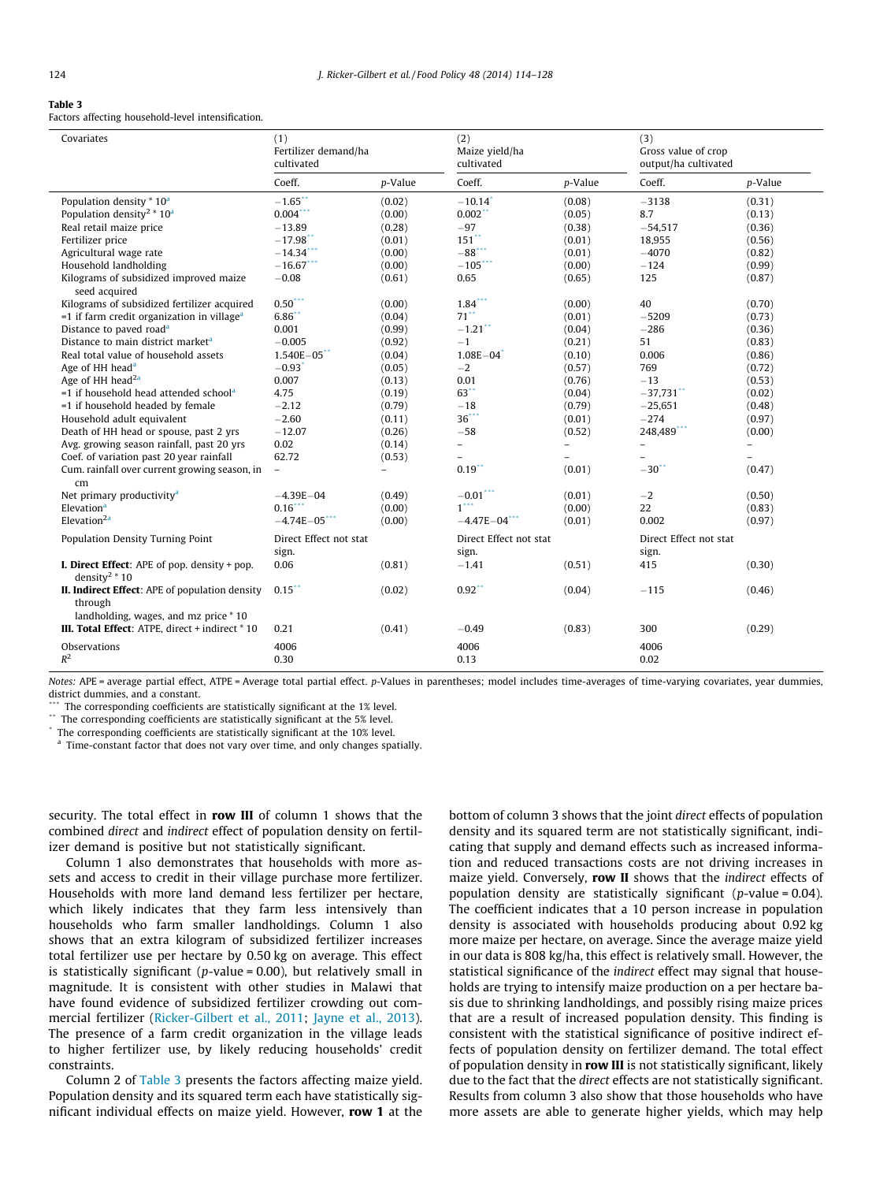**Table 3**
Factors affecting household-level intensification.

| Covariates | (1) Fertilizer demand/ha cultivated | | (2) Maize yield/ha cultivated | | (3) Gross value of crop output/ha cultivated | |
|---|---|---|---|---|---|---|
| | Coeff. | *p*-Value | Coeff. | *p*-Value | Coeff. | *p*-Value |
| Population density * 10[a] | −1.65** | (0.02) | −10.14* | (0.08) | −3138 | (0.31) |
| Population density$^2$ * 10[a] | 0.004*** | (0.00) | 0.002** | (0.05) | 8.7 | (0.13) |
| Real retail maize price | −13.89 | (0.28) | −97 | (0.38) | −54,517 | (0.36) |
| Fertilizer price | −17.98** | (0.01) | 151** | (0.01) | 18,955 | (0.56) |
| Agricultural wage rate | −14.34*** | (0.00) | −88*** | (0.01) | −4070 | (0.82) |
| Household landholding | −16.67*** | (0.00) | −105*** | (0.00) | −124 | (0.99) |
| Kilograms of subsidized improved maize seed acquired | −0.08 | (0.61) | 0.65 | (0.65) | 125 | (0.87) |
| Kilograms of subsidized fertilizer acquired | 0.50*** | (0.00) | 1.84*** | (0.00) | 40 | (0.70) |
| =1 if farm credit organization in village[a] | 6.86** | (0.04) | 71** | (0.01) | −5209 | (0.73) |
| Distance to paved road[a] | 0.001 | (0.99) | −1.21** | (0.04) | −286 | (0.36) |
| Distance to main district market[a] | −0.005 | (0.92) | −1 | (0.21) | 51 | (0.83) |
| Real total value of household assets | 1.540E−05** | (0.04) | 1.08E−04* | (0.10) | 0.006 | (0.86) |
| Age of HH head[a] | −0.93* | (0.05) | −2 | (0.57) | 769 | (0.72) |
| Age of HH head$^2$[a] | 0.007 | (0.13) | 0.01 | (0.76) | −13 | (0.53) |
| =1 if household head attended school[a] | 4.75 | (0.19) | 63** | (0.04) | −37,731** | (0.02) |
| =1 if household headed by female | −2.12 | (0.79) | −18 | (0.79) | −25,651 | (0.48) |
| Household adult equivalent | −2.60 | (0.11) | 36*** | (0.01) | −274 | (0.97) |
| Death of HH head or spouse, past 2 yrs | −12.07 | (0.26) | −58 | (0.52) | 248,489*** | (0.00) |
| Avg. growing season rainfall, past 20 yrs | 0.02 | (0.14) | – | – | – | – |
| Coef. of variation past 20 year rainfall | 62.72 | (0.53) | – | – | – | – |
| Cum. rainfall over current growing season, in cm | – | – | 0.19** | (0.01) | −30** | (0.47) |
| Net primary productivity[a] | −4.39E−04 | (0.49) | −0.01*** | (0.01) | −2 | (0.50) |
| Elevation[a] | 0.16*** | (0.00) | 1*** | (0.00) | 22 | (0.83) |
| Elevation$^2$[a] | −4.74E−05*** | (0.00) | −4.47E−04*** | (0.01) | 0.002 | (0.97) |
| Population Density Turning Point | Direct Effect not stat sign. | | Direct Effect not stat sign. | | Direct Effect not stat sign. | |
| **I. Direct Effect**: APE of pop. density + pop. density$^2$ * 10 | 0.06 | (0.81) | −1.41 | (0.51) | 415 | (0.30) |
| **II. Indirect Effect**: APE of population density through landholding, wages, and mz price * 10 | 0.15** | (0.02) | 0.92** | (0.04) | −115 | (0.46) |
| **III. Total Effect**: ATPE, direct + indirect * 10 | 0.21 | (0.41) | −0.49 | (0.83) | 300 | (0.29) |
| Observations | 4006 | | 4006 | | 4006 | |
| $R^2$ | 0.30 | | 0.13 | | 0.02 | |

*Notes:* APE = average partial effect, ATPE = Average total partial effect. *p*-Values in parentheses; model includes time-averages of time-varying covariates, year dummies, district dummies, and a constant.
*** The corresponding coefficients are statistically significant at the 1% level.
** The corresponding coefficients are statistically significant at the 5% level.
* The corresponding coefficients are statistically significant at the 10% level.
[a] Time-constant factor that does not vary over time, and only changes spatially.

security. The total effect in **row III** of column 1 shows that the combined *direct* and *indirect* effect of population density on fertilizer demand is positive but not statistically significant.

Column 1 also demonstrates that households with more assets and access to credit in their village purchase more fertilizer. Households with more land demand less fertilizer per hectare, which likely indicates that they farm less intensively than households who farm smaller landholdings. Column 1 also shows that an extra kilogram of subsidized fertilizer increases total fertilizer use per hectare by 0.50 kg on average. This effect is statistically significant (*p*-value = 0.00), but relatively small in magnitude. It is consistent with other studies in Malawi that have found evidence of subsidized fertilizer crowding out commercial fertilizer (Ricker-Gilbert et al., 2011; Jayne et al., 2013). The presence of a farm credit organization in the village leads to higher fertilizer use, by likely reducing households' credit constraints.

Column 2 of Table 3 presents the factors affecting maize yield. Population density and its squared term each have statistically significant individual effects on maize yield. However, **row 1** at the bottom of column 3 shows that the joint *direct* effects of population density and its squared term are not statistically significant, indicating that supply and demand effects such as increased information and reduced transactions costs are not driving increases in maize yield. Conversely, **row II** shows that the *indirect* effects of population density are statistically significant (*p*-value = 0.04). The coefficient indicates that a 10 person increase in population density is associated with households producing about 0.92 kg more maize per hectare, on average. Since the average maize yield in our data is 808 kg/ha, this effect is relatively small. However, the statistical significance of the *indirect* effect may signal that households are trying to intensify maize production on a per hectare basis due to shrinking landholdings, and possibly rising maize prices that are a result of increased population density. This finding is consistent with the statistical significance of positive indirect effects of population density on fertilizer demand. The total effect of population density in **row III** is not statistically significant, likely due to the fact that the *direct* effects are not statistically significant. Results from column 3 also show that those households who have more assets are able to generate higher yields, which may help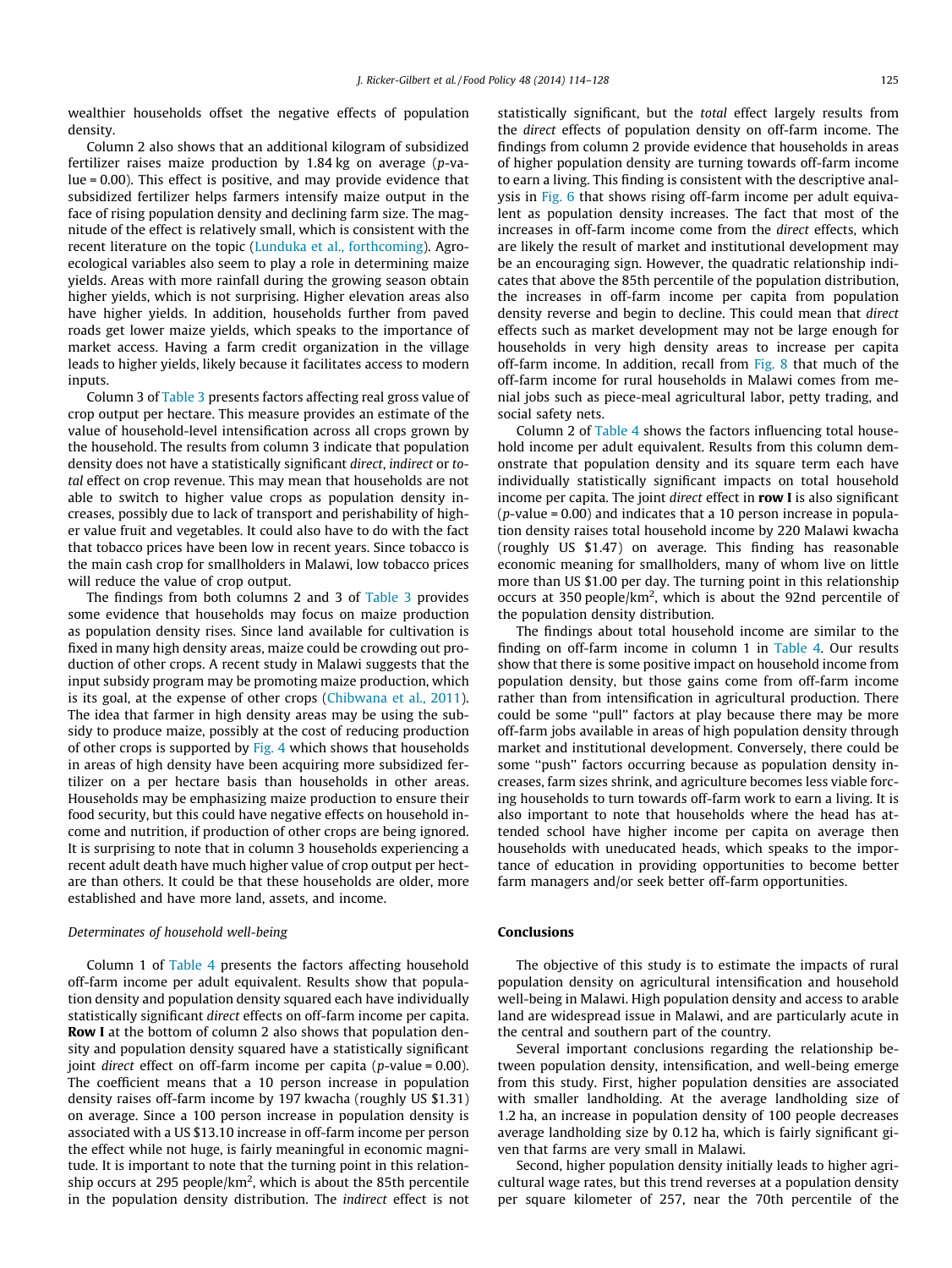wealthier households offset the negative effects of population density.

Column 2 also shows that an additional kilogram of subsidized fertilizer raises maize production by 1.84 kg on average ($p$-value = 0.00). This effect is positive, and may provide evidence that subsidized fertilizer helps farmers intensify maize output in the face of rising population density and declining farm size. The magnitude of the effect is relatively small, which is consistent with the recent literature on the topic (Lunduka et al., forthcoming). Agro-ecological variables also seem to play a role in determining maize yields. Areas with more rainfall during the growing season obtain higher yields, which is not surprising. Higher elevation areas also have higher yields. In addition, households further from paved roads get lower maize yields, which speaks to the importance of market access. Having a farm credit organization in the village leads to higher yields, likely because it facilitates access to modern inputs.

Column 3 of Table 3 presents factors affecting real gross value of crop output per hectare. This measure provides an estimate of the value of household-level intensification across all crops grown by the household. The results from column 3 indicate that population density does not have a statistically significant *direct*, *indirect* or *total* effect on crop revenue. This may mean that households are not able to switch to higher value crops as population density increases, possibly due to lack of transport and perishability of higher value fruit and vegetables. It could also have to do with the fact that tobacco prices have been low in recent years. Since tobacco is the main cash crop for smallholders in Malawi, low tobacco prices will reduce the value of crop output.

The findings from both columns 2 and 3 of Table 3 provides some evidence that households may focus on maize production as population density rises. Since land available for cultivation is fixed in many high density areas, maize could be crowding out production of other crops. A recent study in Malawi suggests that the input subsidy program may be promoting maize production, which is its goal, at the expense of other crops (Chibwana et al., 2011). The idea that farmer in high density areas may be using the subsidy to produce maize, possibly at the cost of reducing production of other crops is supported by Fig. 4 which shows that households in areas of high density have been acquiring more subsidized fertilizer on a per hectare basis than households in other areas. Households may be emphasizing maize production to ensure their food security, but this could have negative effects on household income and nutrition, if production of other crops are being ignored. It is surprising to note that in column 3 households experiencing a recent adult death have much higher value of crop output per hectare than others. It could be that these households are older, more established and have more land, assets, and income.

### *Determinates of household well-being*

Column 1 of Table 4 presents the factors affecting household off-farm income per adult equivalent. Results show that population density and population density squared each have individually statistically significant *direct* effects on off-farm income per capita. **Row I** at the bottom of column 2 also shows that population density and population density squared have a statistically significant joint *direct* effect on off-farm income per capita ($p$-value = 0.00). The coefficient means that a 10 person increase in population density raises off-farm income by 197 kwacha (roughly US \$1.31) on average. Since a 100 person increase in population density is associated with a US \$13.10 increase in off-farm income per person the effect while not huge, is fairly meaningful in economic magnitude. It is important to note that the turning point in this relationship occurs at 295 people/km$^2$, which is about the 85th percentile in the population density distribution. The *indirect* effect is not statistically significant, but the *total* effect largely results from the *direct* effects of population density on off-farm income. The findings from column 2 provide evidence that households in areas of higher population density are turning towards off-farm income to earn a living. This finding is consistent with the descriptive analysis in Fig. 6 that shows rising off-farm income per adult equivalent as population density increases. The fact that most of the increases in off-farm income come from the *direct* effects, which are likely the result of market and institutional development may be an encouraging sign. However, the quadratic relationship indicates that above the 85th percentile of the population distribution, the increases in off-farm income per capita from population density reverse and begin to decline. This could mean that *direct* effects such as market development may not be large enough for households in very high density areas to increase per capita off-farm income. In addition, recall from Fig. 8 that much of the off-farm income for rural households in Malawi comes from menial jobs such as piece-meal agricultural labor, petty trading, and social safety nets.

Column 2 of Table 4 shows the factors influencing total household income per adult equivalent. Results from this column demonstrate that population density and its square term each have individually statistically significant impacts on total household income per capita. The joint *direct* effect in **row I** is also significant ($p$-value = 0.00) and indicates that a 10 person increase in population density raises total household income by 220 Malawi kwacha (roughly US \$1.47) on average. This finding has reasonable economic meaning for smallholders, many of whom live on little more than US \$1.00 per day. The turning point in this relationship occurs at 350 people/km$^2$, which is about the 92nd percentile of the population density distribution.

The findings about total household income are similar to the finding on off-farm income in column 1 in Table 4. Our results show that there is some positive impact on household income from population density, but those gains come from off-farm income rather than from intensification in agricultural production. There could be some "pull" factors at play because there may be more off-farm jobs available in areas of high population density through market and institutional development. Conversely, there could be some "push" factors occurring because as population density increases, farm sizes shrink, and agriculture becomes less viable forcing households to turn towards off-farm work to earn a living. It is also important to note that households where the head has attended school have higher income per capita on average then households with uneducated heads, which speaks to the importance of education in providing opportunities to become better farm managers and/or seek better off-farm opportunities.

## Conclusions

The objective of this study is to estimate the impacts of rural population density on agricultural intensification and household well-being in Malawi. High population density and access to arable land are widespread issue in Malawi, and are particularly acute in the central and southern part of the country.

Several important conclusions regarding the relationship between population density, intensification, and well-being emerge from this study. First, higher population densities are associated with smaller landholding. At the average landholding size of 1.2 ha, an increase in population density of 100 people decreases average landholding size by 0.12 ha, which is fairly significant given that farms are very small in Malawi.

Second, higher population density initially leads to higher agricultural wage rates, but this trend reverses at a population density per square kilometer of 257, near the 70th percentile of the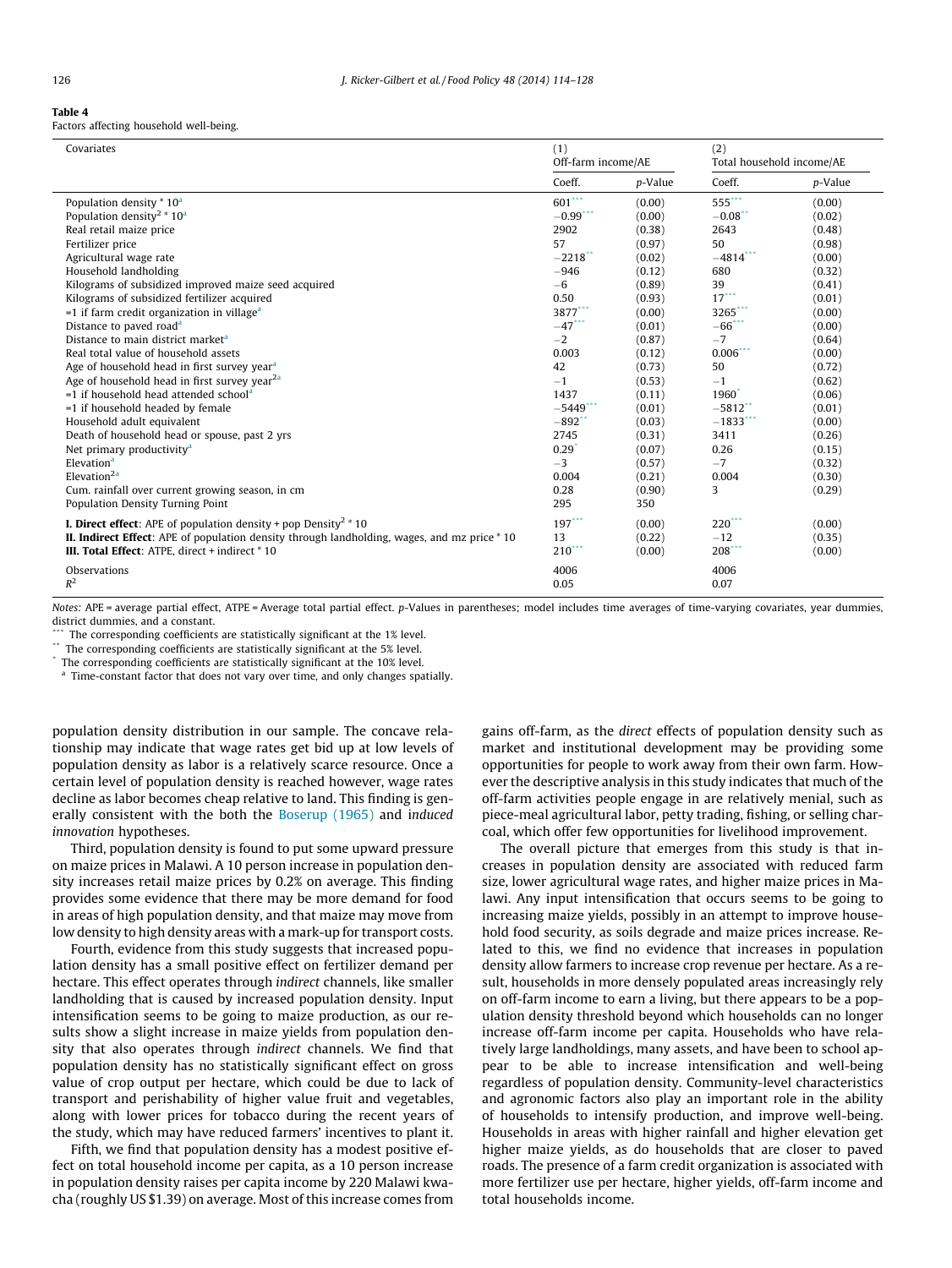**Table 4**
Factors affecting household well-being.

| Covariates | (1) Off-farm income/AE | | (2) Total household income/AE | |
|---|---|---|---|---|
| | Coeff. | *p*-Value | Coeff. | *p*-Value |
| Population density * 10[a] | 601*** | (0.00) | 555*** | (0.00) |
| Population density$^2$ * 10[a] | −0.99*** | (0.00) | −0.08** | (0.02) |
| Real retail maize price | 2902 | (0.38) | 2643 | (0.48) |
| Fertilizer price | 57 | (0.97) | 50 | (0.98) |
| Agricultural wage rate | −2218** | (0.02) | −4814*** | (0.00) |
| Household landholding | −946 | (0.12) | 680 | (0.32) |
| Kilograms of subsidized improved maize seed acquired | −6 | (0.89) | 39 | (0.41) |
| Kilograms of subsidized fertilizer acquired | 0.50 | (0.93) | 17*** | (0.01) |
| =1 if farm credit organization in village[a] | 3877*** | (0.00) | 3265*** | (0.00) |
| Distance to paved road[a] | −47*** | (0.01) | −66*** | (0.00) |
| Distance to main district market[a] | −2 | (0.87) | −7 | (0.64) |
| Real total value of household assets | 0.003 | (0.12) | 0.006*** | (0.00) |
| Age of household head in first survey year[a] | 42 | (0.73) | 50 | (0.72) |
| Age of household head in first survey year$^2$[a] | −1 | (0.53) | −1 | (0.62) |
| =1 if household head attended school[a] | 1437 | (0.11) | 1960* | (0.06) |
| =1 if household headed by female | −5449*** | (0.01) | −5812** | (0.01) |
| Household adult equivalent | −892** | (0.03) | −1833*** | (0.00) |
| Death of household head or spouse, past 2 yrs | 2745 | (0.31) | 3411 | (0.26) |
| Net primary productivity[a] | 0.29* | (0.07) | 0.26 | (0.15) |
| Elevation[a] | −3 | (0.57) | −7 | (0.32) |
| Elevation$^2$[a] | 0.004 | (0.21) | 0.004 | (0.30) |
| Cum. rainfall over current growing season, in cm | 0.28 | (0.90) | 3 | (0.29) |
| Population Density Turning Point | 295 | | 350 | |
| **I. Direct effect**: APE of population density + pop Density$^2$ * 10 | 197*** | (0.00) | 220*** | (0.00) |
| **II. Indirect Effect**: APE of population density through landholding, wages, and mz price * 10 | 13 | (0.22) | −12 | (0.35) |
| **III. Total Effect**: ATPE, direct + indirect * 10 | 210*** | (0.00) | 208*** | (0.00) |
| Observations | 4006 | | 4006 | |
| $R^2$ | 0.05 | | 0.07 | |

*Notes:* APE = average partial effect, ATPE = Average total partial effect. *p*-Values in parentheses; model includes time averages of time-varying covariates, year dummies, district dummies, and a constant.
*** The corresponding coefficients are statistically significant at the 1% level.
** The corresponding coefficients are statistically significant at the 5% level.
* The corresponding coefficients are statistically significant at the 10% level.
[a] Time-constant factor that does not vary over time, and only changes spatially.

population density distribution in our sample. The concave relationship may indicate that wage rates get bid up at low levels of population density as labor is a relatively scarce resource. Once a certain level of population density is reached however, wage rates decline as labor becomes cheap relative to land. This finding is generally consistent with the both the Boserup (1965) and *induced innovation* hypotheses.

Third, population density is found to put some upward pressure on maize prices in Malawi. A 10 person increase in population density increases retail maize prices by 0.2% on average. This finding provides some evidence that there may be more demand for food in areas of high population density, and that maize may move from low density to high density areas with a mark-up for transport costs.

Fourth, evidence from this study suggests that increased population density has a small positive effect on fertilizer demand per hectare. This effect operates through *indirect* channels, like smaller landholding that is caused by increased population density. Input intensification seems to be going to maize production, as our results show a slight increase in maize yields from population density that also operates through *indirect* channels. We find that population density has no statistically significant effect on gross value of crop output per hectare, which could be due to lack of transport and perishability of higher value fruit and vegetables, along with lower prices for tobacco during the recent years of the study, which may have reduced farmers' incentives to plant it.

Fifth, we find that population density has a modest positive effect on total household income per capita, as a 10 person increase in population density raises per capita income by 220 Malawi kwacha (roughly US $1.39) on average. Most of this increase comes from gains off-farm, as the *direct* effects of population density such as market and institutional development may be providing some opportunities for people to work away from their own farm. However the descriptive analysis in this study indicates that much of the off-farm activities people engage in are relatively menial, such as piece-meal agricultural labor, petty trading, fishing, or selling charcoal, which offer few opportunities for livelihood improvement.

The overall picture that emerges from this study is that increases in population density are associated with reduced farm size, lower agricultural wage rates, and higher maize prices in Malawi. Any input intensification that occurs seems to be going to increasing maize yields, possibly in an attempt to improve household food security, as soils degrade and maize prices increase. Related to this, we find no evidence that increases in population density allow farmers to increase crop revenue per hectare. As a result, households in more densely populated areas increasingly rely on off-farm income to earn a living, but there appears to be a population density threshold beyond which households can no longer increase off-farm income per capita. Households who have relatively large landholdings, many assets, and have been to school appear to be able to increase intensification and well-being regardless of population density. Community-level characteristics and agronomic factors also play an important role in the ability of households to intensify production, and improve well-being. Households in areas with higher rainfall and higher elevation get higher maize yields, as do households that are closer to paved roads. The presence of a farm credit organization is associated with more fertilizer use per hectare, higher yields, off-farm income and total households income.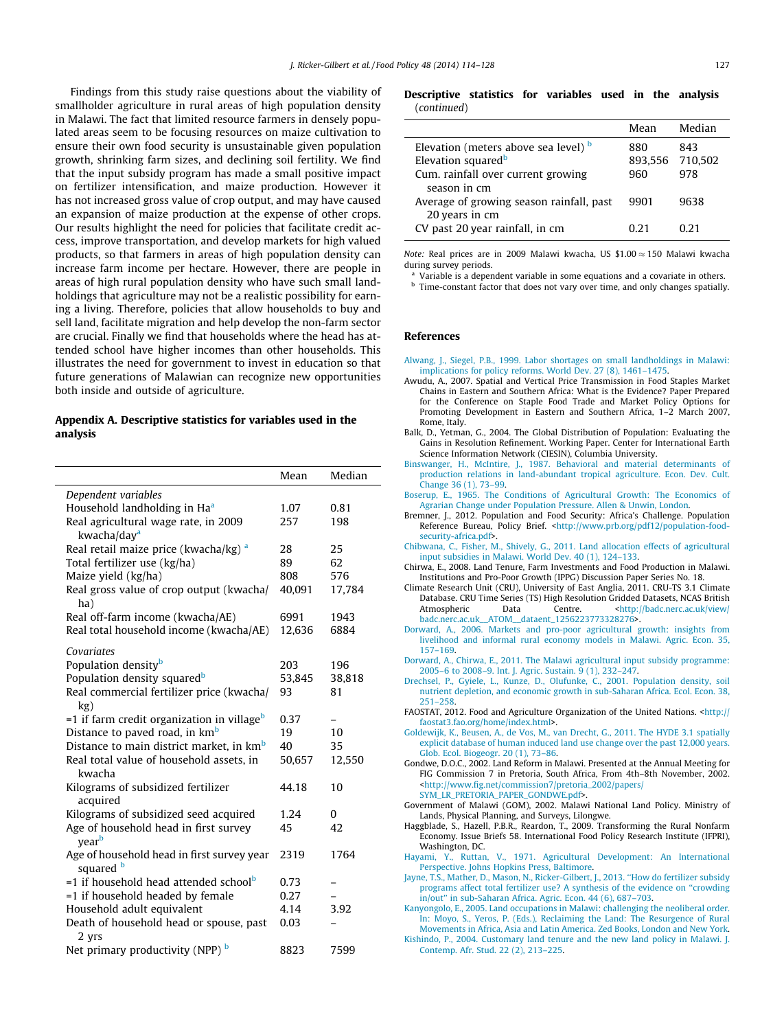Findings from this study raise questions about the viability of smallholder agriculture in rural areas of high population density in Malawi. The fact that limited resource farmers in densely populated areas seem to be focusing resources on maize cultivation to ensure their own food security is unsustainable given population growth, shrinking farm sizes, and declining soil fertility. We find that the input subsidy program has made a small positive impact on fertilizer intensification, and maize production. However it has not increased gross value of crop output, and may have caused an expansion of maize production at the expense of other crops. Our results highlight the need for policies that facilitate credit access, improve transportation, and develop markets for high valued products, so that farmers in areas of high population density can increase farm income per hectare. However, there are people in areas of high rural population density who have such small landholdings that agriculture may not be a realistic possibility for earning a living. Therefore, policies that allow households to buy and sell land, facilitate migration and help develop the non-farm sector are crucial. Finally we find that households where the head has attended school have higher incomes than other households. This illustrates the need for government to invest in education so that future generations of Malawian can recognize new opportunities both inside and outside of agriculture.

## Appendix A. Descriptive statistics for variables used in the analysis

| | Mean | Median |
|---|---|---|
| *Dependent variables* | | |
| Household landholding in Ha[a] | 1.07 | 0.81 |
| Real agricultural wage rate, in 2009 kwacha/day[a] | 257 | 198 |
| Real retail maize price (kwacha/kg) [a] | 28 | 25 |
| Total fertilizer use (kg/ha) | 89 | 62 |
| Maize yield (kg/ha) | 808 | 576 |
| Real gross value of crop output (kwacha/ha) | 40,091 | 17,784 |
| Real off-farm income (kwacha/AE) | 6991 | 1943 |
| Real total household income (kwacha/AE) | 12,636 | 6884 |
| *Covariates* | | |
| Population density[b] | 203 | 196 |
| Population density squared[b] | 53,845 | 38,818 |
| Real commercial fertilizer price (kwacha/kg) | 93 | 81 |
| =1 if farm credit organization in village[b] | 0.37 | – |
| Distance to paved road, in km[b] | 19 | 10 |
| Distance to main district market, in km[b] | 40 | 35 |
| Real total value of household assets, in kwacha | 50,657 | 12,550 |
| Kilograms of subsidized fertilizer acquired | 44.18 | 10 |
| Kilograms of subsidized seed acquired | 1.24 | 0 |
| Age of household head in first survey year[b] | 45 | 42 |
| Age of household head in first survey year squared [b] | 2319 | 1764 |
| =1 if household head attended school[b] | 0.73 | – |
| =1 if household headed by female | 0.27 | – |
| Household adult equivalent | 4.14 | 3.92 |
| Death of household head or spouse, past 2 yrs | 0.03 | – |
| Net primary productivity (NPP) [b] | 8823 | 7599 |
| Elevation (meters above sea level) [b] | 880 | 843 |
| Elevation squared[b] | 893,556 | 710,502 |
| Cum. rainfall over current growing season in cm | 960 | 978 |
| Average of growing season rainfall, past 20 years in cm | 9901 | 9638 |
| CV past 20 year rainfall, in cm | 0.21 | 0.21 |

*Note:* Real prices are in 2009 Malawi kwacha, US $1.00 ≈ 150 Malawi kwacha during survey periods.

[a] Variable is a dependent variable in some equations and a covariate in others.

[b] Time-constant factor that does not vary over time, and only changes spatially.

## References

Alwang, J., Siegel, P.B., 1999. Labor shortages on small landholdings in Malawi: implications for policy reforms. World Dev. 27 (8), 1461–1475.

Awudu, A., 2007. Spatial and Vertical Price Transmission in Food Staples Market Chains in Eastern and Southern Africa: What is the Evidence? Paper Prepared for the Conference on Staple Food Trade and Market Policy Options for Promoting Development in Eastern and Southern Africa, 1–2 March 2007, Rome, Italy.

Balk, D., Yetman, G., 2004. The Global Distribution of Population: Evaluating the Gains in Resolution Refinement. Working Paper. Center for International Earth Science Information Network (CIESIN), Columbia University.

Binswanger, H., McIntire, J., 1987. Behavioral and material determinants of production relations in land-abundant tropical agriculture. Econ. Dev. Cult. Change 36 (1), 73–99.

Boserup, E., 1965. The Conditions of Agricultural Growth: The Economics of Agrarian Change under Population Pressure. Allen & Unwin, London.

Bremner, J., 2012. Population and Food Security: Africa's Challenge. Population Reference Bureau, Policy Brief. <http://www.prb.org/pdf12/population-food-security-africa.pdf>.

Chibwana, C., Fisher, M., Shively, G., 2011. Land allocation effects of agricultural input subsidies in Malawi. World Dev. 40 (1), 124–133.

Chirwa, E., 2008. Land Tenure, Farm Investments and Food Production in Malawi. Institutions and Pro-Poor Growth (IPPG) Discussion Paper Series No. 18.

Climate Research Unit (CRU), University of East Anglia, 2011. CRU-TS 3.1 Climate Database. CRU Time Series (TS) High Resolution Gridded Datasets, NCAS British Atmospheric Data Centre. <http://badc.nerc.ac.uk/view/badc.nerc.ac.uk__ATOM__dataent_1256223773328276>.

Dorward, A., 2006. Markets and pro-poor agricultural growth: insights from livelihood and informal rural economy models in Malawi. Agric. Econ. 35, 157–169.

Dorward, A., Chirwa, E., 2011. The Malawi agricultural input subsidy programme: 2005–6 to 2008–9. Int. J. Agric. Sustain. 9 (1), 232–247.

Drechsel, P., Gyiele, L., Kunze, D., Olufunke, C., 2001. Population density, soil nutrient depletion, and economic growth in sub-Saharan Africa. Ecol. Econ. 38, 251–258.

FAOSTAT, 2012. Food and Agriculture Organization of the United Nations. <http://faostat3.fao.org/home/index.html>.

Goldewijk, K., Beusen, A., de Vos, M., van Drecht, G., 2011. The HYDE 3.1 spatially explicit database of human induced land use change over the past 12,000 years. Glob. Ecol. Biogeogr. 20 (1), 73–86.

Gondwe, D.O.C., 2002. Land Reform in Malawi. Presented at the Annual Meeting for FIG Commission 7 in Pretoria, South Africa, From 4th–8th November, 2002. <http://www.fig.net/commission7/pretoria_2002/papers/SYM_LR_PRETORIA_PAPER_GONDWE.pdf>.

Government of Malawi (GOM), 2002. Malawi National Land Policy. Ministry of Lands, Physical Planning, and Surveys, Lilongwe.

Haggblade, S., Hazell, P.B.R., Reardon, T., 2009. Transforming the Rural Nonfarm Economy. Issue Briefs 58. International Food Policy Research Institute (IFPRI), Washington, DC.

Hayami, Y., Ruttan, V., 1971. Agricultural Development: An International Perspective. Johns Hopkins Press, Baltimore.

Jayne, T.S., Mather, D., Mason, N., Ricker-Gilbert, J., 2013. "How do fertilizer subsidy programs affect total fertilizer use? A synthesis of the evidence on "crowding in/out" in sub-Saharan Africa. Agric. Econ. 44 (6), 687–703.

Kanyongolo, E., 2005. Land occupations in Malawi: challenging the neoliberal order. In: Moyo, S., Yeros, P. (Eds.), Reclaiming the Land: The Resurgence of Rural Movements in Africa, Asia and Latin America. Zed Books, London and New York.

Kishindo, P., 2004. Customary land tenure and the new land policy in Malawi. J. Contemp. Afr. Stud. 22 (2), 213–225.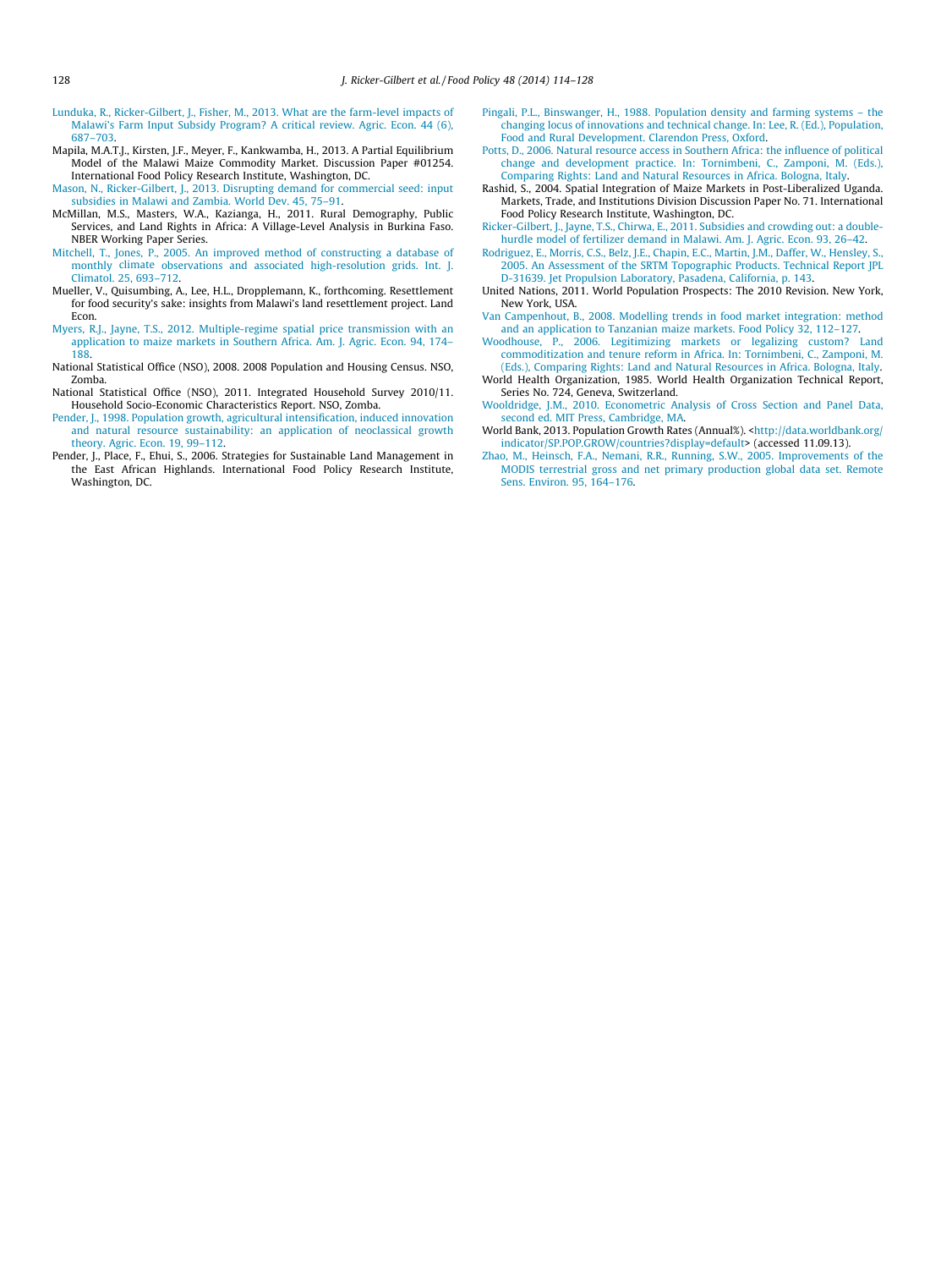Lunduka, R., Ricker-Gilbert, J., Fisher, M., 2013. What are the farm-level impacts of Malawi's Farm Input Subsidy Program? A critical review. Agric. Econ. 44 (6), 687–703.

Mapila, M.A.T.J., Kirsten, J.F., Meyer, F., Kankwamba, H., 2013. A Partial Equilibrium Model of the Malawi Maize Commodity Market. Discussion Paper #01254. International Food Policy Research Institute, Washington, DC.

Mason, N., Ricker-Gilbert, J., 2013. Disrupting demand for commercial seed: input subsidies in Malawi and Zambia. World Dev. 45, 75–91.

McMillan, M.S., Masters, W.A., Kazianga, H., 2011. Rural Demography, Public Services, and Land Rights in Africa: A Village-Level Analysis in Burkina Faso. NBER Working Paper Series.

Mitchell, T., Jones, P., 2005. An improved method of constructing a database of monthly climate observations and associated high-resolution grids. Int. J. Climatol. 25, 693–712.

Mueller, V., Quisumbing, A., Lee, H.L., Dropplemann, K., forthcoming. Resettlement for food security's sake: insights from Malawi's land resettlement project. Land Econ.

Myers, R.J., Jayne, T.S., 2012. Multiple-regime spatial price transmission with an application to maize markets in Southern Africa. Am. J. Agric. Econ. 94, 174–188.

National Statistical Office (NSO), 2008. 2008 Population and Housing Census. NSO, Zomba.

National Statistical Office (NSO), 2011. Integrated Household Survey 2010/11. Household Socio-Economic Characteristics Report. NSO, Zomba.

Pender, J., 1998. Population growth, agricultural intensification, induced innovation and natural resource sustainability: an application of neoclassical growth theory. Agric. Econ. 19, 99–112.

Pender, J., Place, F., Ehui, S., 2006. Strategies for Sustainable Land Management in the East African Highlands. International Food Policy Research Institute, Washington, DC.

Pingali, P.L., Binswanger, H., 1988. Population density and farming systems – the changing locus of innovations and technical change. In: Lee, R. (Ed.), Population, Food and Rural Development. Clarendon Press, Oxford.

Potts, D., 2006. Natural resource access in Southern Africa: the influence of political change and development practice. In: Tornimbeni, C., Zamponi, M. (Eds.), Comparing Rights: Land and Natural Resources in Africa. Bologna, Italy.

Rashid, S., 2004. Spatial Integration of Maize Markets in Post-Liberalized Uganda. Markets, Trade, and Institutions Division Discussion Paper No. 71. International Food Policy Research Institute, Washington, DC.

Ricker-Gilbert, J., Jayne, T.S., Chirwa, E., 2011. Subsidies and crowding out: a double-hurdle model of fertilizer demand in Malawi. Am. J. Agric. Econ. 93, 26–42.

Rodriguez, E., Morris, C.S., Belz, J.E., Chapin, E.C., Martin, J.M., Daffer, W., Hensley, S., 2005. An Assessment of the SRTM Topographic Products. Technical Report JPL D-31639. Jet Propulsion Laboratory, Pasadena, California, p. 143.

United Nations, 2011. World Population Prospects: The 2010 Revision. New York, New York, USA.

Van Campenhout, B., 2008. Modelling trends in food market integration: method and an application to Tanzanian maize markets. Food Policy 32, 112–127.

Woodhouse, P., 2006. Legitimizing markets or legalizing custom? Land commoditization and tenure reform in Africa. In: Tornimbeni, C., Zamponi, M. (Eds.), Comparing Rights: Land and Natural Resources in Africa. Bologna, Italy.

World Health Organization, 1985. World Health Organization Technical Report, Series No. 724, Geneva, Switzerland.

Wooldridge, J.M., 2010. Econometric Analysis of Cross Section and Panel Data, second ed. MIT Press, Cambridge, MA.

World Bank, 2013. Population Growth Rates (Annual%). <http://data.worldbank.org/indicator/SP.POP.GROW/countries?display=default> (accessed 11.09.13).

Zhao, M., Heinsch, F.A., Nemani, R.R., Running, S.W., 2005. Improvements of the MODIS terrestrial gross and net primary production global data set. Remote Sens. Environ. 95, 164–176.